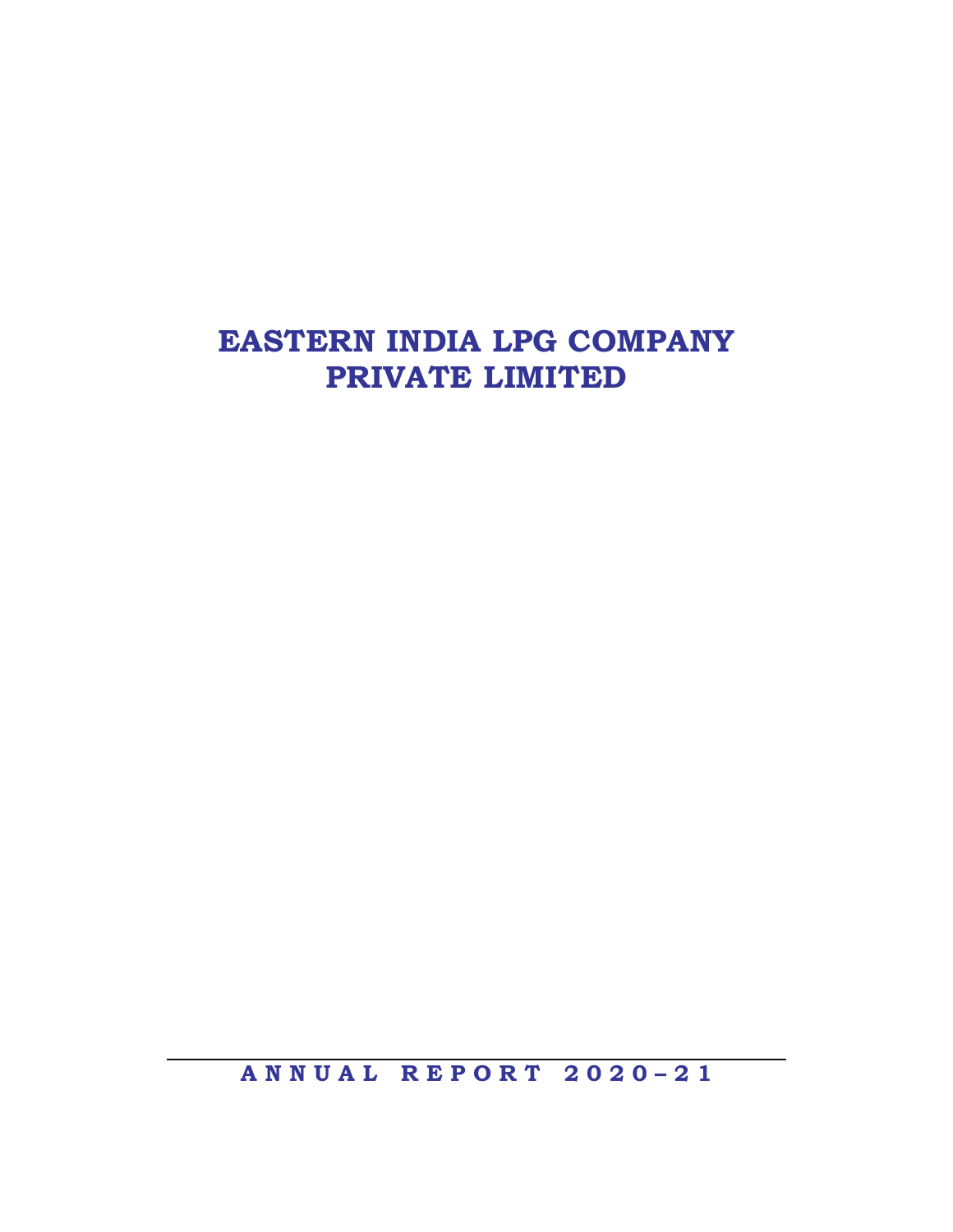# EASTERN INDIA LPG COMPANY PRIVATE LIMITED

**ANNUAL REPORT 2020–21**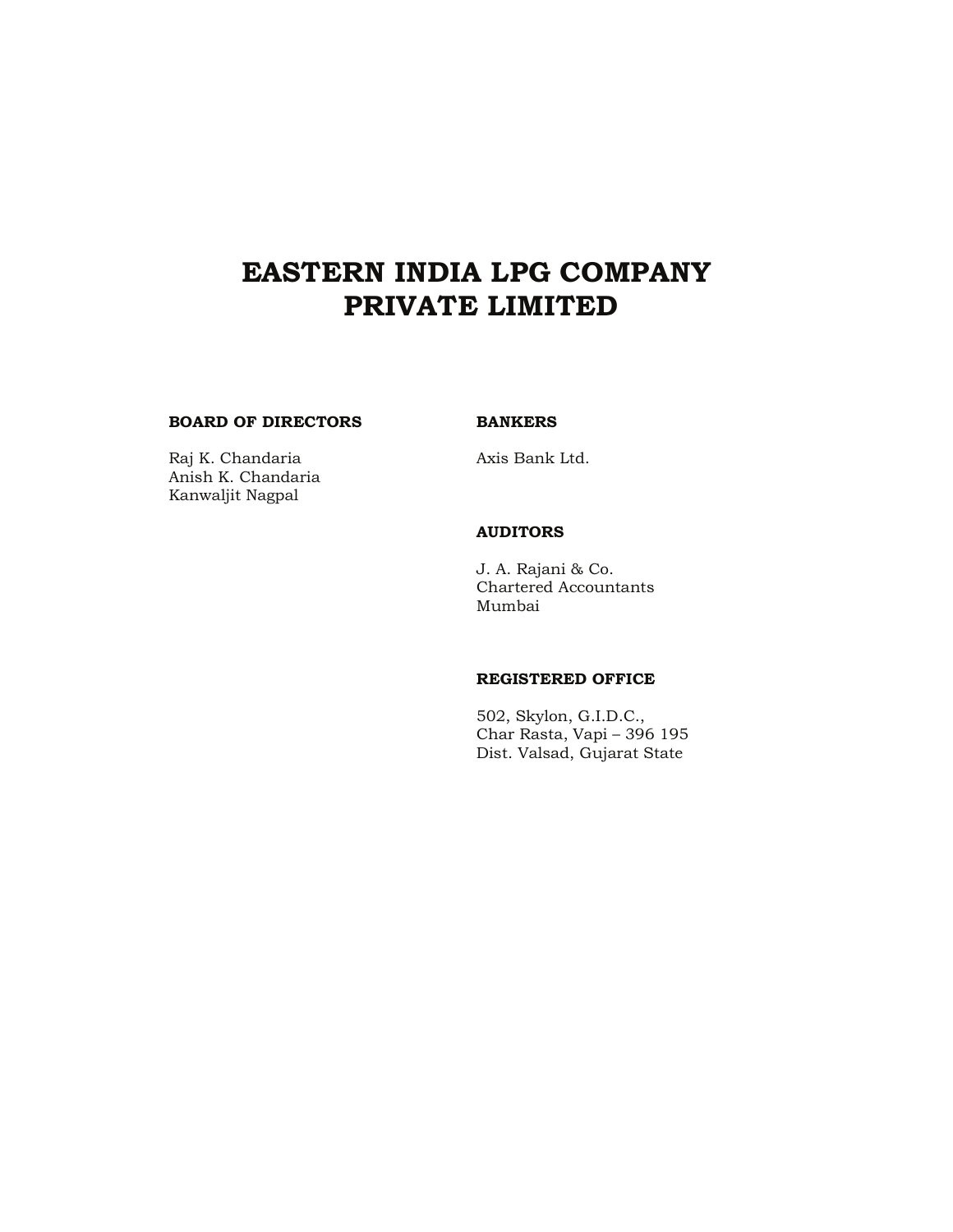# EASTERN INDIA LPG COMPANY PRIVATE LIMITED

**BOARD OF DIRECTORS**

Raj K. Chandaria
Anish K. Chandaria
Kanwaljit Nagpal

**BANKERS**

Axis Bank Ltd.

**AUDITORS**

J. A. Rajani & Co.
Chartered Accountants
Mumbai

**REGISTERED OFFICE**

502, Skylon, G.I.D.C.,
Char Rasta, Vapi – 396 195
Dist. Valsad, Gujarat State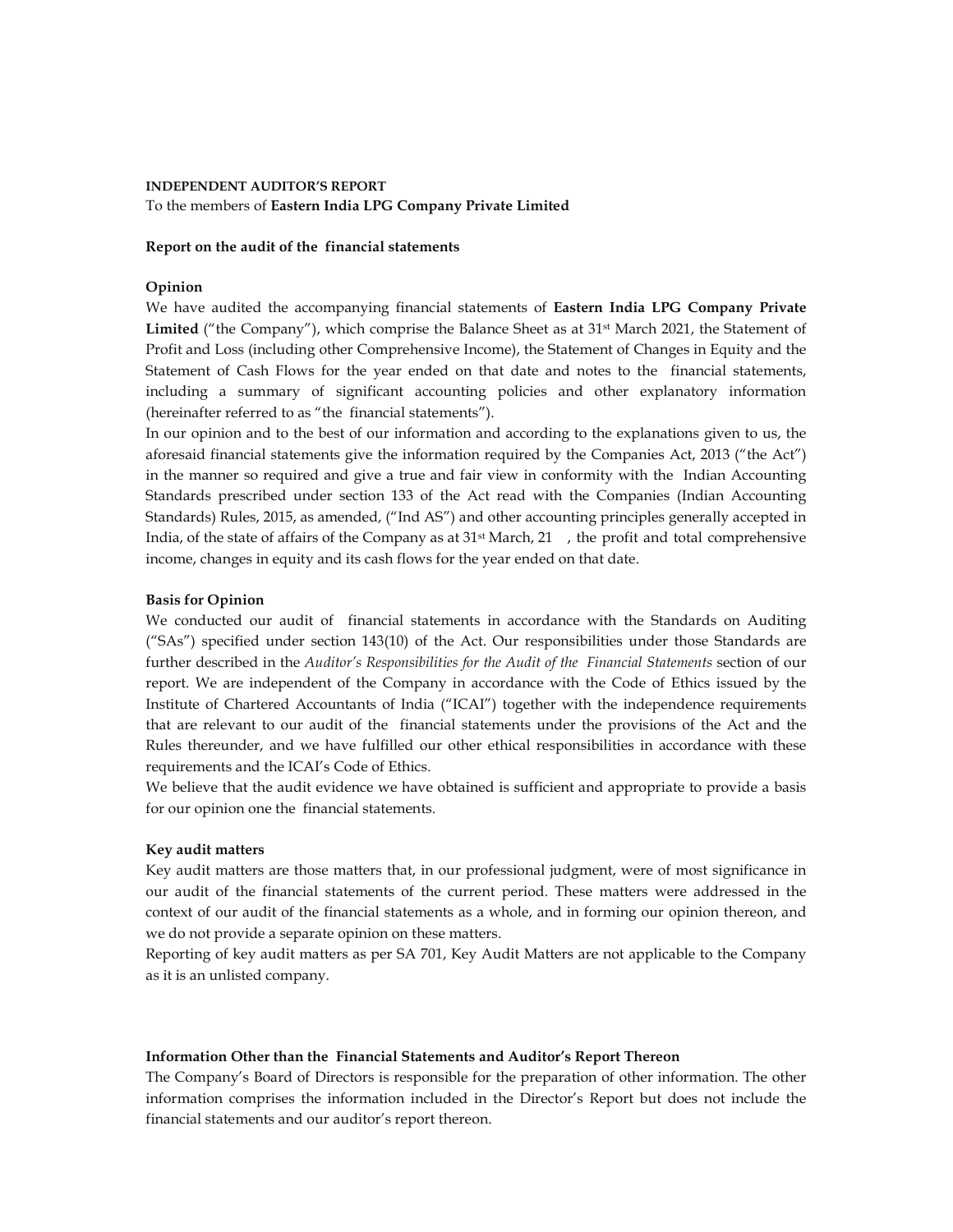**INDEPENDENT AUDITOR'S REPORT**

To the members of **Eastern India LPG Company Private Limited**

**Report on the audit of the financial statements**

**Opinion**

We have audited the accompanying financial statements of **Eastern India LPG Company Private Limited** ("the Company"), which comprise the Balance Sheet as at 31st March 2021, the Statement of Profit and Loss (including other Comprehensive Income), the Statement of Changes in Equity and the Statement of Cash Flows for the year ended on that date and notes to the financial statements, including a summary of significant accounting policies and other explanatory information (hereinafter referred to as "the financial statements").

In our opinion and to the best of our information and according to the explanations given to us, the aforesaid financial statements give the information required by the Companies Act, 2013 ("the Act") in the manner so required and give a true and fair view in conformity with the Indian Accounting Standards prescribed under section 133 of the Act read with the Companies (Indian Accounting Standards) Rules, 2015, as amended, ("Ind AS") and other accounting principles generally accepted in India, of the state of affairs of the Company as at 31st March, 21 , the profit and total comprehensive income, changes in equity and its cash flows for the year ended on that date.

**Basis for Opinion**

We conducted our audit of financial statements in accordance with the Standards on Auditing ("SAs") specified under section 143(10) of the Act. Our responsibilities under those Standards are further described in the *Auditor's Responsibilities for the Audit of the Financial Statements* section of our report. We are independent of the Company in accordance with the Code of Ethics issued by the Institute of Chartered Accountants of India ("ICAI") together with the independence requirements that are relevant to our audit of the financial statements under the provisions of the Act and the Rules thereunder, and we have fulfilled our other ethical responsibilities in accordance with these requirements and the ICAI's Code of Ethics.

We believe that the audit evidence we have obtained is sufficient and appropriate to provide a basis for our opinion one the financial statements.

**Key audit matters**

Key audit matters are those matters that, in our professional judgment, were of most significance in our audit of the financial statements of the current period. These matters were addressed in the context of our audit of the financial statements as a whole, and in forming our opinion thereon, and we do not provide a separate opinion on these matters.

Reporting of key audit matters as per SA 701, Key Audit Matters are not applicable to the Company as it is an unlisted company.

**Information Other than the Financial Statements and Auditor's Report Thereon**

The Company's Board of Directors is responsible for the preparation of other information. The other information comprises the information included in the Director's Report but does not include the financial statements and our auditor's report thereon.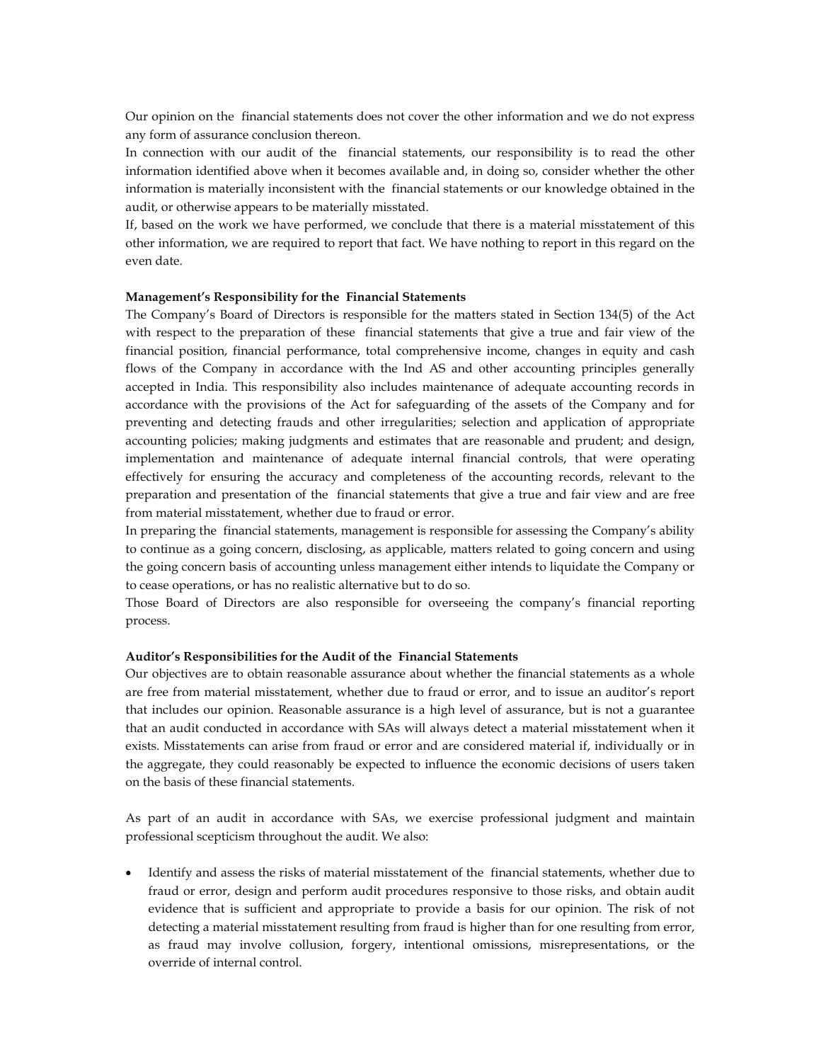Our opinion on the financial statements does not cover the other information and we do not express any form of assurance conclusion thereon.

In connection with our audit of the financial statements, our responsibility is to read the other information identified above when it becomes available and, in doing so, consider whether the other information is materially inconsistent with the financial statements or our knowledge obtained in the audit, or otherwise appears to be materially misstated.

If, based on the work we have performed, we conclude that there is a material misstatement of this other information, we are required to report that fact. We have nothing to report in this regard on the even date.

**Management's Responsibility for the Financial Statements**

The Company's Board of Directors is responsible for the matters stated in Section 134(5) of the Act with respect to the preparation of these financial statements that give a true and fair view of the financial position, financial performance, total comprehensive income, changes in equity and cash flows of the Company in accordance with the Ind AS and other accounting principles generally accepted in India. This responsibility also includes maintenance of adequate accounting records in accordance with the provisions of the Act for safeguarding of the assets of the Company and for preventing and detecting frauds and other irregularities; selection and application of appropriate accounting policies; making judgments and estimates that are reasonable and prudent; and design, implementation and maintenance of adequate internal financial controls, that were operating effectively for ensuring the accuracy and completeness of the accounting records, relevant to the preparation and presentation of the financial statements that give a true and fair view and are free from material misstatement, whether due to fraud or error.

In preparing the financial statements, management is responsible for assessing the Company's ability to continue as a going concern, disclosing, as applicable, matters related to going concern and using the going concern basis of accounting unless management either intends to liquidate the Company or to cease operations, or has no realistic alternative but to do so.

Those Board of Directors are also responsible for overseeing the company's financial reporting process.

**Auditor's Responsibilities for the Audit of the Financial Statements**

Our objectives are to obtain reasonable assurance about whether the financial statements as a whole are free from material misstatement, whether due to fraud or error, and to issue an auditor's report that includes our opinion. Reasonable assurance is a high level of assurance, but is not a guarantee that an audit conducted in accordance with SAs will always detect a material misstatement when it exists. Misstatements can arise from fraud or error and are considered material if, individually or in the aggregate, they could reasonably be expected to influence the economic decisions of users taken on the basis of these financial statements.

As part of an audit in accordance with SAs, we exercise professional judgment and maintain professional scepticism throughout the audit. We also:

- Identify and assess the risks of material misstatement of the financial statements, whether due to fraud or error, design and perform audit procedures responsive to those risks, and obtain audit evidence that is sufficient and appropriate to provide a basis for our opinion. The risk of not detecting a material misstatement resulting from fraud is higher than for one resulting from error, as fraud may involve collusion, forgery, intentional omissions, misrepresentations, or the override of internal control.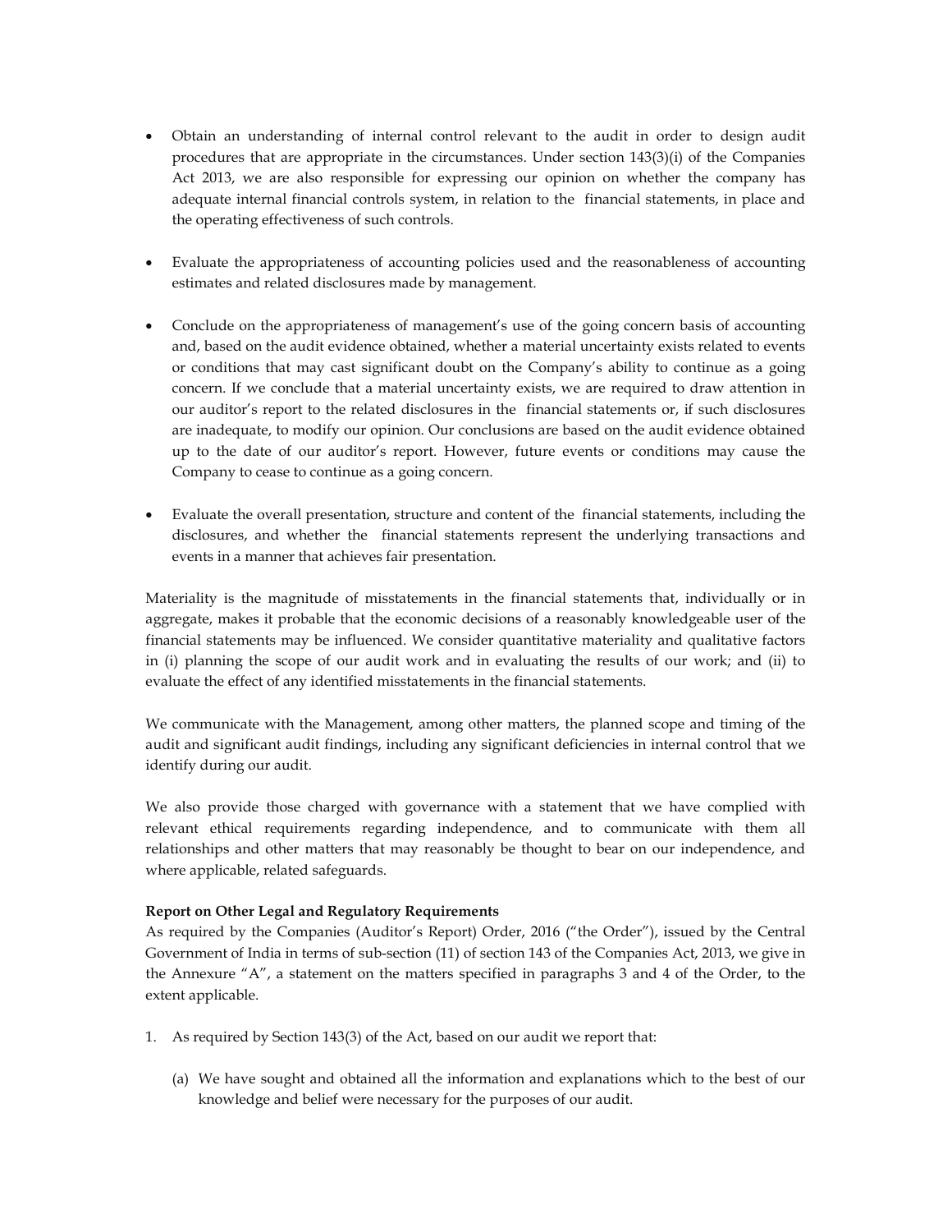- Obtain an understanding of internal control relevant to the audit in order to design audit procedures that are appropriate in the circumstances. Under section 143(3)(i) of the Companies Act 2013, we are also responsible for expressing our opinion on whether the company has adequate internal financial controls system, in relation to the financial statements, in place and the operating effectiveness of such controls.

- Evaluate the appropriateness of accounting policies used and the reasonableness of accounting estimates and related disclosures made by management.

- Conclude on the appropriateness of management's use of the going concern basis of accounting and, based on the audit evidence obtained, whether a material uncertainty exists related to events or conditions that may cast significant doubt on the Company's ability to continue as a going concern. If we conclude that a material uncertainty exists, we are required to draw attention in our auditor's report to the related disclosures in the financial statements or, if such disclosures are inadequate, to modify our opinion. Our conclusions are based on the audit evidence obtained up to the date of our auditor's report. However, future events or conditions may cause the Company to cease to continue as a going concern.

- Evaluate the overall presentation, structure and content of the financial statements, including the disclosures, and whether the financial statements represent the underlying transactions and events in a manner that achieves fair presentation.

Materiality is the magnitude of misstatements in the financial statements that, individually or in aggregate, makes it probable that the economic decisions of a reasonably knowledgeable user of the financial statements may be influenced. We consider quantitative materiality and qualitative factors in (i) planning the scope of our audit work and in evaluating the results of our work; and (ii) to evaluate the effect of any identified misstatements in the financial statements.

We communicate with the Management, among other matters, the planned scope and timing of the audit and significant audit findings, including any significant deficiencies in internal control that we identify during our audit.

We also provide those charged with governance with a statement that we have complied with relevant ethical requirements regarding independence, and to communicate with them all relationships and other matters that may reasonably be thought to bear on our independence, and where applicable, related safeguards.

**Report on Other Legal and Regulatory Requirements**

As required by the Companies (Auditor's Report) Order, 2016 ("the Order"), issued by the Central Government of India in terms of sub-section (11) of section 143 of the Companies Act, 2013, we give in the Annexure "A", a statement on the matters specified in paragraphs 3 and 4 of the Order, to the extent applicable.

1. As required by Section 143(3) of the Act, based on our audit we report that:

   (a) We have sought and obtained all the information and explanations which to the best of our knowledge and belief were necessary for the purposes of our audit.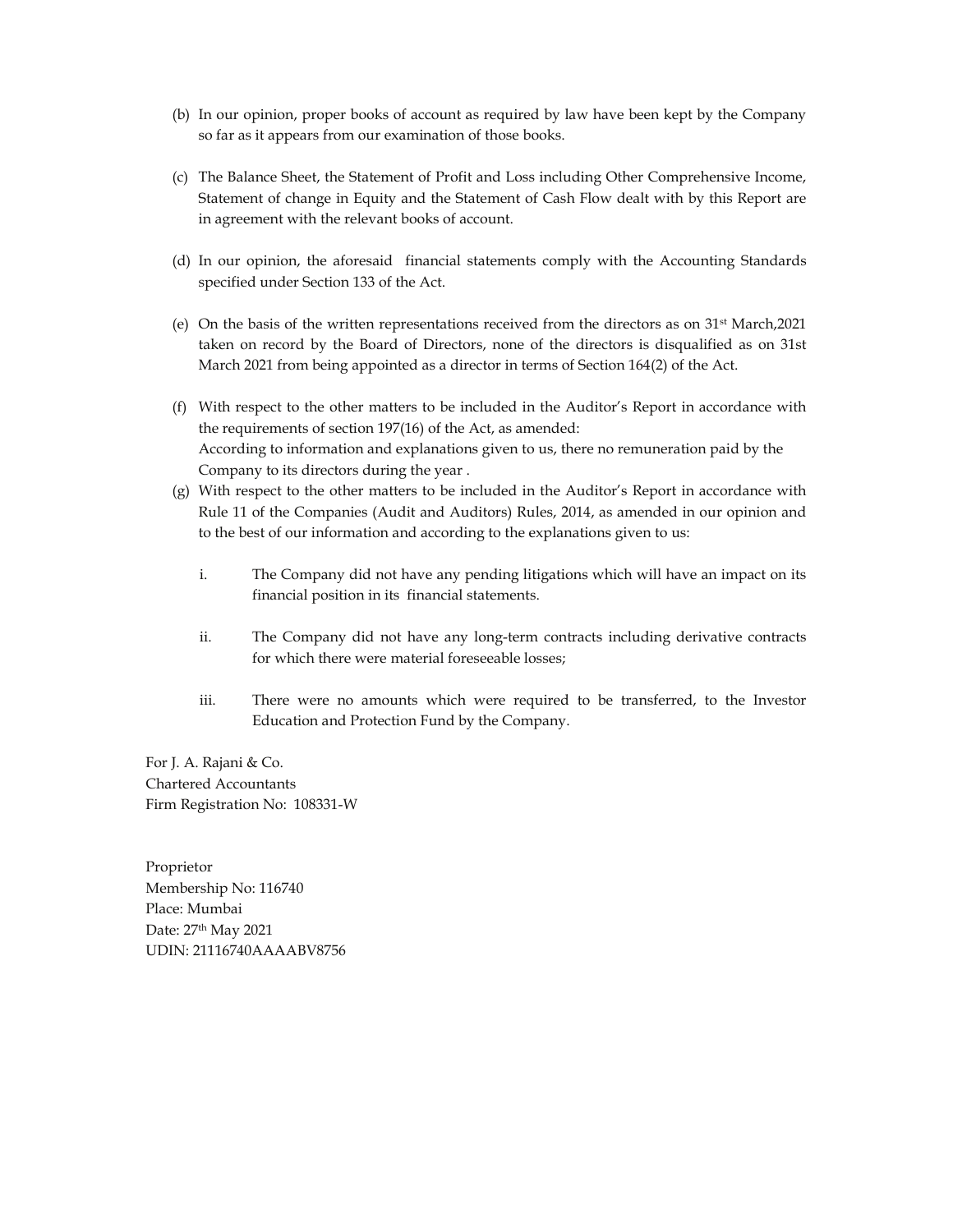(b) In our opinion, proper books of account as required by law have been kept by the Company so far as it appears from our examination of those books.

(c) The Balance Sheet, the Statement of Profit and Loss including Other Comprehensive Income, Statement of change in Equity and the Statement of Cash Flow dealt with by this Report are in agreement with the relevant books of account.

(d) In our opinion, the aforesaid financial statements comply with the Accounting Standards specified under Section 133 of the Act.

(e) On the basis of the written representations received from the directors as on 31st March,2021 taken on record by the Board of Directors, none of the directors is disqualified as on 31st March 2021 from being appointed as a director in terms of Section 164(2) of the Act.

(f) With respect to the other matters to be included in the Auditor's Report in accordance with the requirements of section 197(16) of the Act, as amended:
According to information and explanations given to us, there no remuneration paid by the Company to its directors during the year .

(g) With respect to the other matters to be included in the Auditor's Report in accordance with Rule 11 of the Companies (Audit and Auditors) Rules, 2014, as amended in our opinion and to the best of our information and according to the explanations given to us:

i. The Company did not have any pending litigations which will have an impact on its financial position in its financial statements.

ii. The Company did not have any long-term contracts including derivative contracts for which there were material foreseeable losses;

iii. There were no amounts which were required to be transferred, to the Investor Education and Protection Fund by the Company.

For J. A. Rajani & Co.
Chartered Accountants
Firm Registration No: 108331-W

Proprietor
Membership No: 116740
Place: Mumbai
Date: 27th May 2021
UDIN: 21116740AAAABV8756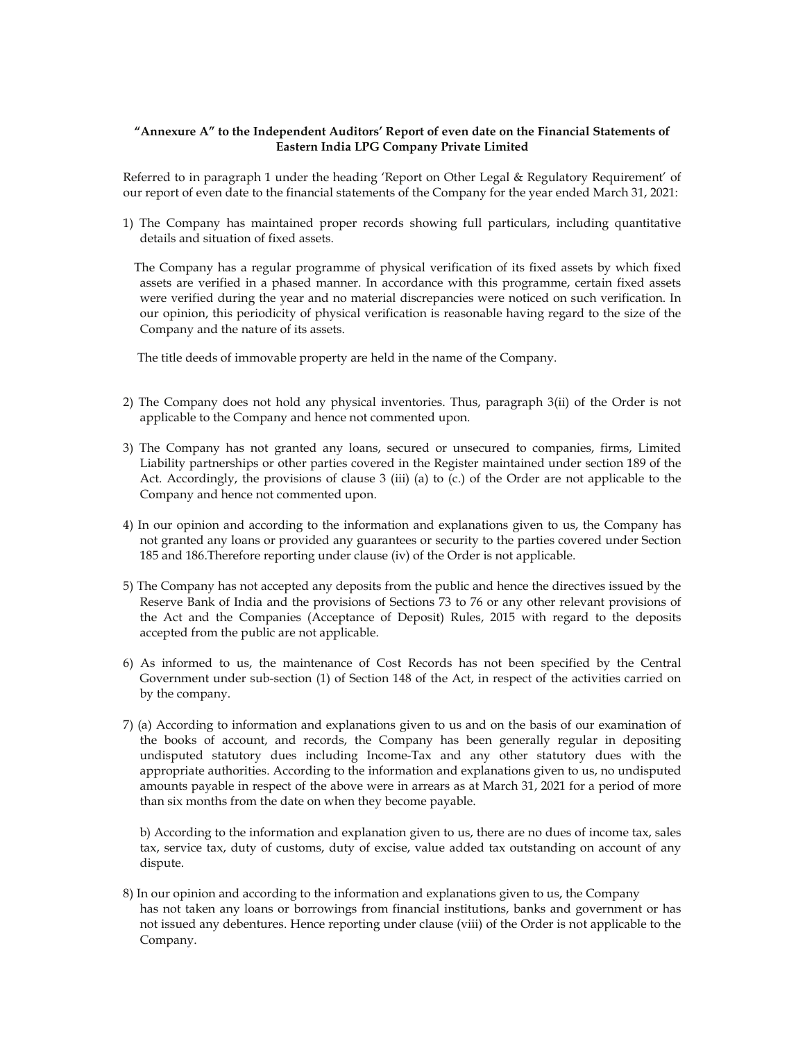**"Annexure A" to the Independent Auditors' Report of even date on the Financial Statements of Eastern India LPG Company Private Limited**

Referred to in paragraph 1 under the heading 'Report on Other Legal & Regulatory Requirement' of our report of even date to the financial statements of the Company for the year ended March 31, 2021:

1) The Company has maintained proper records showing full particulars, including quantitative details and situation of fixed assets.

   The Company has a regular programme of physical verification of its fixed assets by which fixed assets are verified in a phased manner. In accordance with this programme, certain fixed assets were verified during the year and no material discrepancies were noticed on such verification. In our opinion, this periodicity of physical verification is reasonable having regard to the size of the Company and the nature of its assets.

   The title deeds of immovable property are held in the name of the Company.

2) The Company does not hold any physical inventories. Thus, paragraph 3(ii) of the Order is not applicable to the Company and hence not commented upon.

3) The Company has not granted any loans, secured or unsecured to companies, firms, Limited Liability partnerships or other parties covered in the Register maintained under section 189 of the Act. Accordingly, the provisions of clause 3 (iii) (a) to (c.) of the Order are not applicable to the Company and hence not commented upon.

4) In our opinion and according to the information and explanations given to us, the Company has not granted any loans or provided any guarantees or security to the parties covered under Section 185 and 186.Therefore reporting under clause (iv) of the Order is not applicable.

5) The Company has not accepted any deposits from the public and hence the directives issued by the Reserve Bank of India and the provisions of Sections 73 to 76 or any other relevant provisions of the Act and the Companies (Acceptance of Deposit) Rules, 2015 with regard to the deposits accepted from the public are not applicable.

6) As informed to us, the maintenance of Cost Records has not been specified by the Central Government under sub-section (1) of Section 148 of the Act, in respect of the activities carried on by the company.

7) (a) According to information and explanations given to us and on the basis of our examination of the books of account, and records, the Company has been generally regular in depositing undisputed statutory dues including Income-Tax and any other statutory dues with the appropriate authorities. According to the information and explanations given to us, no undisputed amounts payable in respect of the above were in arrears as at March 31, 2021 for a period of more than six months from the date on when they become payable.

   b) According to the information and explanation given to us, there are no dues of income tax, sales tax, service tax, duty of customs, duty of excise, value added tax outstanding on account of any dispute.

8) In our opinion and according to the information and explanations given to us, the Company has not taken any loans or borrowings from financial institutions, banks and government or has not issued any debentures. Hence reporting under clause (viii) of the Order is not applicable to the Company.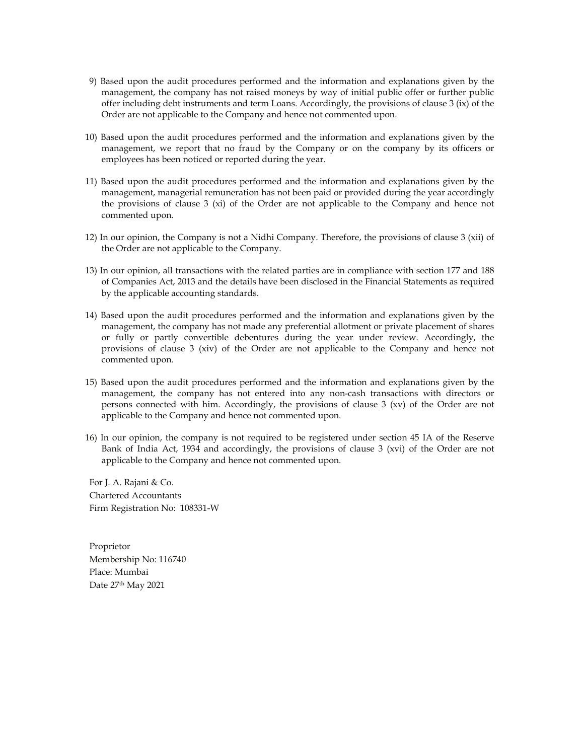9) Based upon the audit procedures performed and the information and explanations given by the management, the company has not raised moneys by way of initial public offer or further public offer including debt instruments and term Loans. Accordingly, the provisions of clause 3 (ix) of the Order are not applicable to the Company and hence not commented upon.

10) Based upon the audit procedures performed and the information and explanations given by the management, we report that no fraud by the Company or on the company by its officers or employees has been noticed or reported during the year.

11) Based upon the audit procedures performed and the information and explanations given by the management, managerial remuneration has not been paid or provided during the year accordingly the provisions of clause 3 (xi) of the Order are not applicable to the Company and hence not commented upon.

12) In our opinion, the Company is not a Nidhi Company. Therefore, the provisions of clause 3 (xii) of the Order are not applicable to the Company.

13) In our opinion, all transactions with the related parties are in compliance with section 177 and 188 of Companies Act, 2013 and the details have been disclosed in the Financial Statements as required by the applicable accounting standards.

14) Based upon the audit procedures performed and the information and explanations given by the management, the company has not made any preferential allotment or private placement of shares or fully or partly convertible debentures during the year under review. Accordingly, the provisions of clause 3 (xiv) of the Order are not applicable to the Company and hence not commented upon.

15) Based upon the audit procedures performed and the information and explanations given by the management, the company has not entered into any non-cash transactions with directors or persons connected with him. Accordingly, the provisions of clause 3 (xv) of the Order are not applicable to the Company and hence not commented upon.

16) In our opinion, the company is not required to be registered under section 45 IA of the Reserve Bank of India Act, 1934 and accordingly, the provisions of clause 3 (xvi) of the Order are not applicable to the Company and hence not commented upon.

For J. A. Rajani & Co.
Chartered Accountants
Firm Registration No: 108331-W

Proprietor
Membership No: 116740
Place: Mumbai
Date 27th May 2021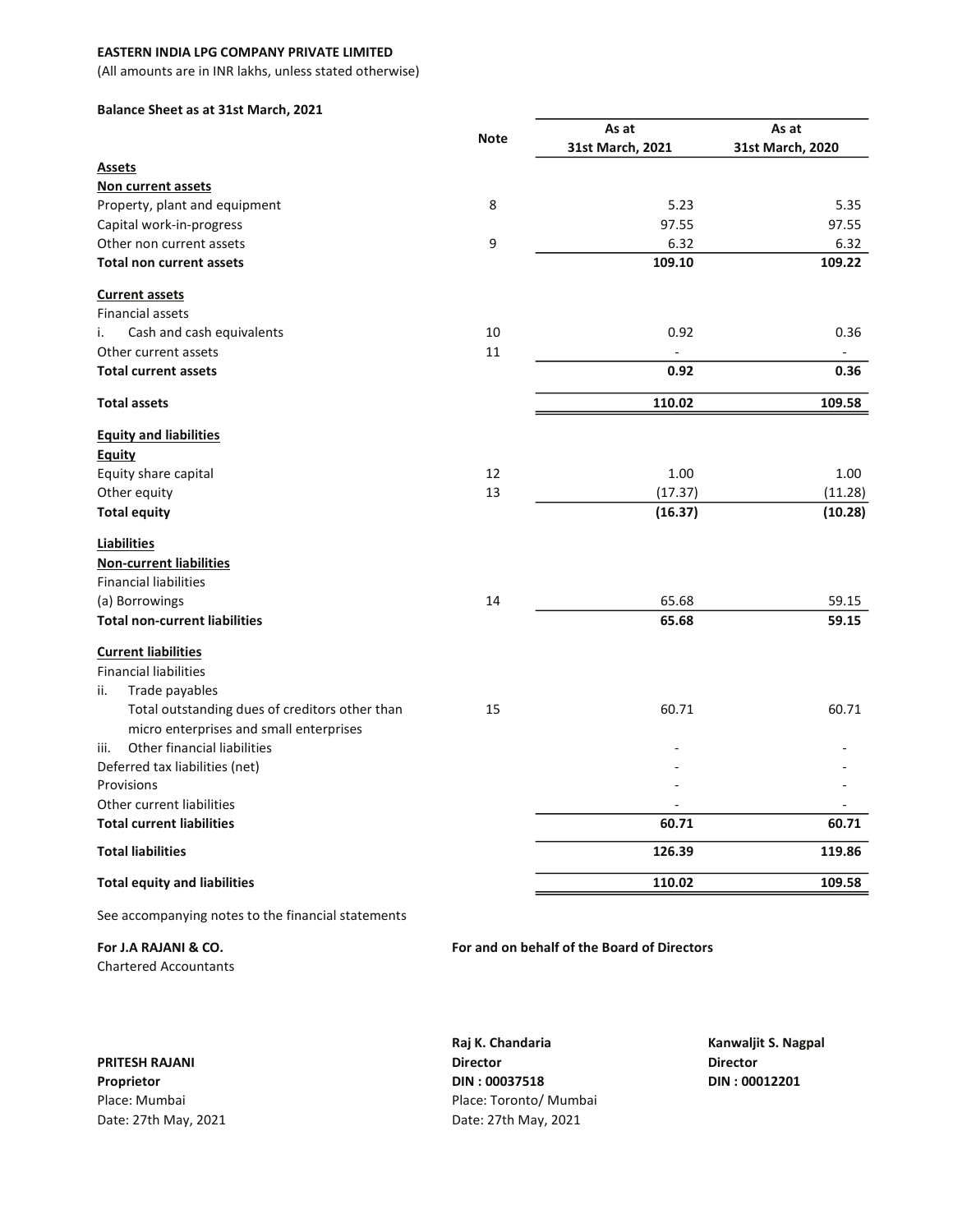**EASTERN INDIA LPG COMPANY PRIVATE LIMITED**

(All amounts are in INR lakhs, unless stated otherwise)

**Balance Sheet as at 31st March, 2021**

| | Note | As at 31st March, 2021 | As at 31st March, 2020 |
|---|---|---|---|
| **Assets** | | | |
| **Non current assets** | | | |
| Property, plant and equipment | 8 | 5.23 | 5.35 |
| Capital work-in-progress | | 97.55 | 97.55 |
| Other non current assets | 9 | 6.32 | 6.32 |
| **Total non current assets** | | **109.10** | **109.22** |
| **Current assets** | | | |
| Financial assets | | | |
| i. Cash and cash equivalents | 10 | 0.92 | 0.36 |
| Other current assets | 11 | - | - |
| **Total current assets** | | **0.92** | **0.36** |
| **Total assets** | | **110.02** | **109.58** |
| **Equity and liabilities** | | | |
| **Equity** | | | |
| Equity share capital | 12 | 1.00 | 1.00 |
| Other equity | 13 | (17.37) | (11.28) |
| **Total equity** | | **(16.37)** | **(10.28)** |
| **Liabilities** | | | |
| **Non-current liabilities** | | | |
| Financial liabilities | | | |
| (a) Borrowings | 14 | 65.68 | 59.15 |
| **Total non-current liabilities** | | **65.68** | **59.15** |
| **Current liabilities** | | | |
| Financial liabilities | | | |
| ii. Trade payables | | | |
| Total outstanding dues of creditors other than micro enterprises and small enterprises | 15 | 60.71 | 60.71 |
| iii. Other financial liabilities | | - | - |
| Deferred tax liabilities (net) | | - | - |
| Provisions | | - | - |
| Other current liabilities | | - | - |
| **Total current liabilities** | | **60.71** | **60.71** |
| **Total liabilities** | | **126.39** | **119.86** |
| **Total equity and liabilities** | | **110.02** | **109.58** |

See accompanying notes to the financial statements

**For J.A RAJANI & CO.**
Chartered Accountants

**PRITESH RAJANI**
**Proprietor**
Place: Mumbai
Date: 27th May, 2021

**For and on behalf of the Board of Directors**

**Raj K. Chandaria**
**Director**
**DIN : 00037518**
Place: Toronto/ Mumbai
Date: 27th May, 2021

**Kanwaljit S. Nagpal**
**Director**
**DIN : 00012201**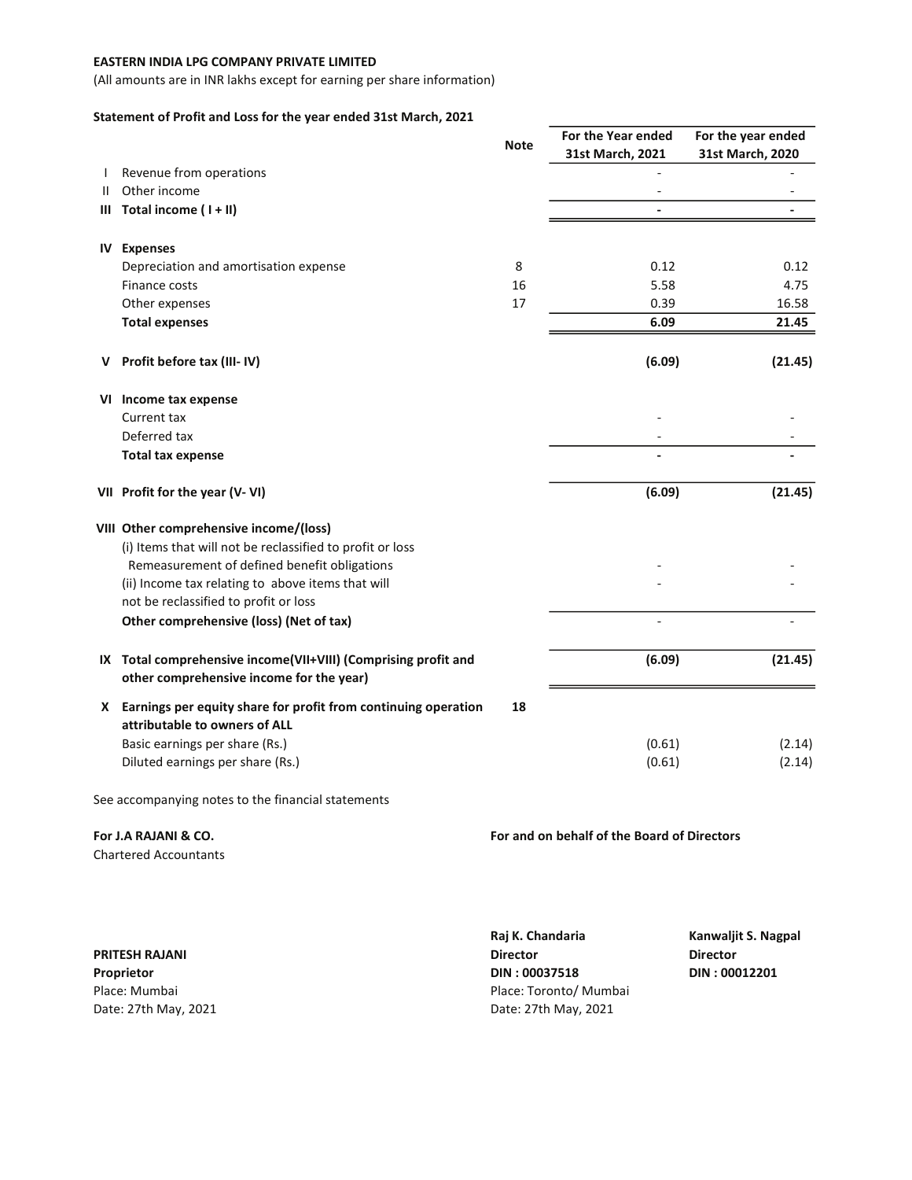**EASTERN INDIA LPG COMPANY PRIVATE LIMITED**

(All amounts are in INR lakhs except for earning per share information)

**Statement of Profit and Loss for the year ended 31st March, 2021**

| | | Note | For the Year ended 31st March, 2021 | For the year ended 31st March, 2020 |
|---|---|---|---|---|
| I | Revenue from operations | | - | - |
| II | Other income | | - | - |
| **III** | **Total income ( I + II)** | | **-** | **-** |
| **IV** | **Expenses** | | | |
| | Depreciation and amortisation expense | 8 | 0.12 | 0.12 |
| | Finance costs | 16 | 5.58 | 4.75 |
| | Other expenses | 17 | 0.39 | 16.58 |
| | **Total expenses** | | **6.09** | **21.45** |
| **V** | **Profit before tax (III- IV)** | | **(6.09)** | **(21.45)** |
| **VI** | **Income tax expense** | | | |
| | Current tax | | - | - |
| | Deferred tax | | - | - |
| | **Total tax expense** | | **-** | **-** |
| **VII** | **Profit for the year (V- VI)** | | **(6.09)** | **(21.45)** |
| **VIII** | **Other comprehensive income/(loss)** | | | |
| | (i) Items that will not be reclassified to profit or loss | | | |
| | Remeasurement of defined benefit obligations | | - | - |
| | (ii) Income tax relating to above items that will not be reclassified to profit or loss | | - | - |
| | **Other comprehensive (loss) (Net of tax)** | | - | - |
| **IX** | **Total comprehensive income(VII+VIII) (Comprising profit and other comprehensive income for the year)** | | **(6.09)** | **(21.45)** |
| **X** | **Earnings per equity share for profit from continuing operation attributable to owners of ALL** | **18** | | |
| | Basic earnings per share (Rs.) | | (0.61) | (2.14) |
| | Diluted earnings per share (Rs.) | | (0.61) | (2.14) |

See accompanying notes to the financial statements

**For J.A RAJANI & CO.**
Chartered Accountants

**PRITESH RAJANI**
**Proprietor**
Place: Mumbai
Date: 27th May, 2021

**For and on behalf of the Board of Directors**

**Raj K. Chandaria**
**Director**
**DIN : 00037518**
Place: Toronto/ Mumbai
Date: 27th May, 2021

**Kanwaljit S. Nagpal**
**Director**
**DIN : 00012201**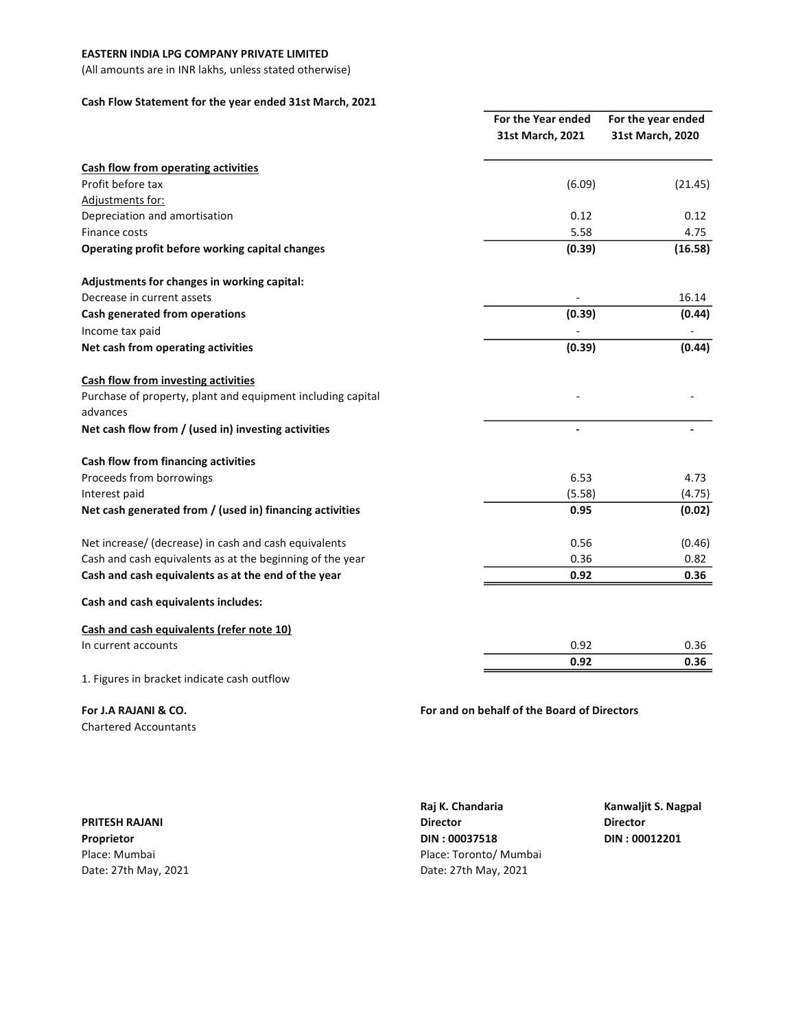**EASTERN INDIA LPG COMPANY PRIVATE LIMITED**

(All amounts are in INR lakhs, unless stated otherwise)

**Cash Flow Statement for the year ended 31st March, 2021**

| | For the Year ended 31st March, 2021 | For the year ended 31st March, 2020 |
|---|---|---|
| **Cash flow from operating activities** | | |
| Profit before tax | (6.09) | (21.45) |
| Adjustments for: | | |
| Depreciation and amortisation | 0.12 | 0.12 |
| Finance costs | 5.58 | 4.75 |
| **Operating profit before working capital changes** | **(0.39)** | **(16.58)** |
| | | |
| **Adjustments for changes in working capital:** | | |
| Decrease in current assets | - | 16.14 |
| **Cash generated from operations** | **(0.39)** | **(0.44)** |
| Income tax paid | - | - |
| **Net cash from operating activities** | **(0.39)** | **(0.44)** |
| | | |
| **Cash flow from investing activities** | | |
| Purchase of property, plant and equipment including capital advances | - | - |
| **Net cash flow from / (used in) investing activities** | **-** | **-** |
| | | |
| **Cash flow from financing activities** | | |
| Proceeds from borrowings | 6.53 | 4.73 |
| Interest paid | (5.58) | (4.75) |
| **Net cash generated from / (used in) financing activities** | **0.95** | **(0.02)** |
| | | |
| Net increase/ (decrease) in cash and cash equivalents | 0.56 | (0.46) |
| Cash and cash equivalents as at the beginning of the year | 0.36 | 0.82 |
| **Cash and cash equivalents as at the end of the year** | **0.92** | **0.36** |
| | | |
| **Cash and cash equivalents includes:** | | |
| **Cash and cash equivalents (refer note 10)** | | |
| In current accounts | 0.92 | 0.36 |
| | **0.92** | **0.36** |

1. Figures in bracket indicate cash outflow

**For J.A RAJANI & CO.**
Chartered Accountants

**PRITESH RAJANI**
**Proprietor**
Place: Mumbai
Date: 27th May, 2021

**For and on behalf of the Board of Directors**

**Raj K. Chandaria**
**Director**
**DIN : 00037518**
Place: Toronto/ Mumbai
Date: 27th May, 2021

**Kanwaljit S. Nagpal**
**Director**
**DIN : 00012201**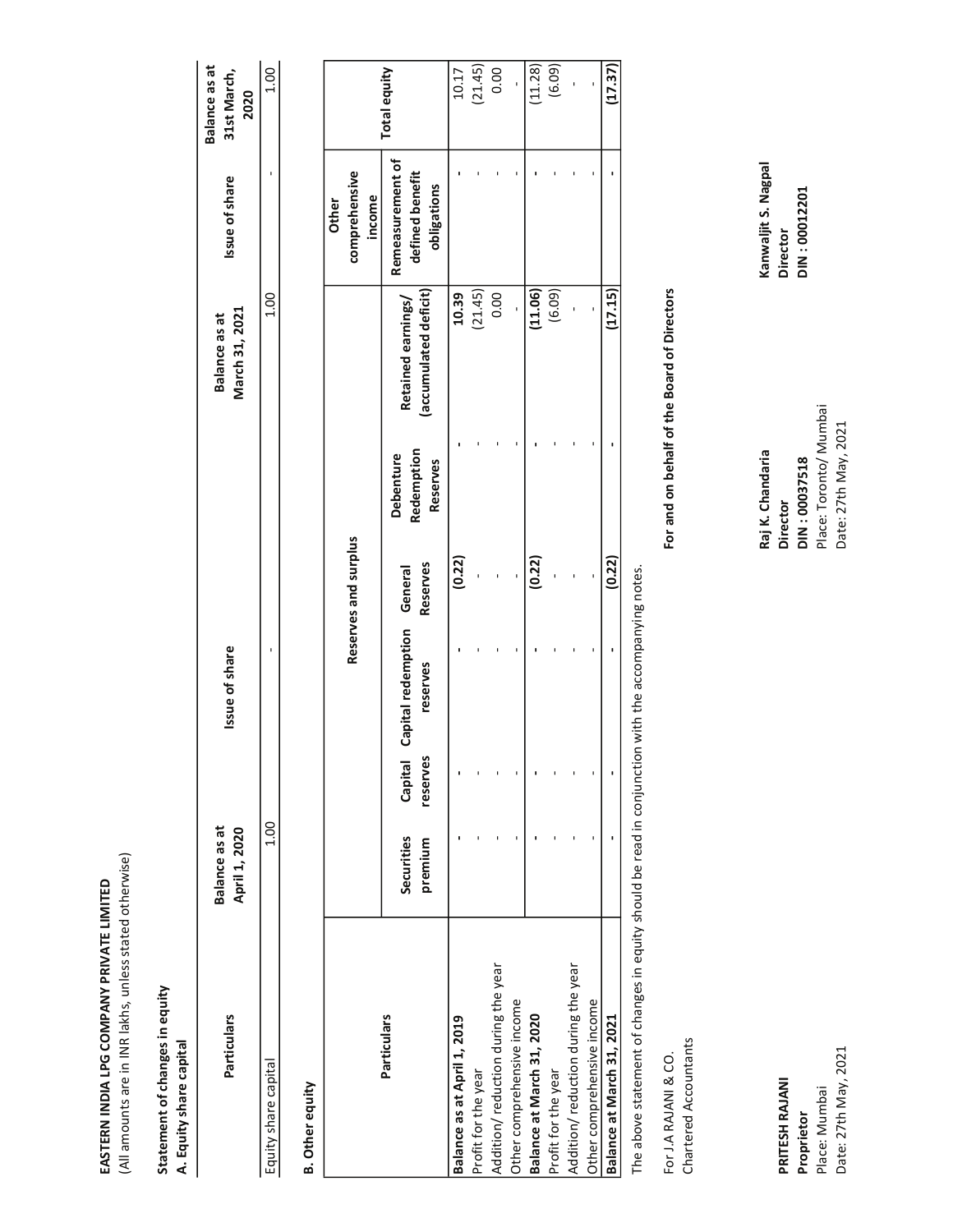**EASTERN INDIA LPG COMPANY PRIVATE LIMITED**
(All amounts are in INR lakhs, unless stated otherwise)

**Statement of changes in equity**

**A. Equity share capital**

| Particulars | Balance as at April 1, 2020 | Issue of share | Balance as at March 31, 2021 | Issue of share | Balance as at 31st March, 2020 |
|---|---|---|---|---|---|
| Equity share capital | 1.00 | - | 1.00 | - | 1.00 |

**B. Other equity**

| Particulars | Reserves and surplus | | | | | | Other comprehensive income | Total equity |
|---|---|---|---|---|---|---|---|---|
| | Securities premium | Capital reserves | Capital redemption reserves | General Reserves | Debenture Redemption Reserves | Retained earnings/ (accumulated deficit) | Remeasurement of defined benefit obligations | |
| **Balance as at April 1, 2019** | - | - | - | **(0.22)** | - | **10.39** | - | 10.17 |
| Profit for the year | - | - | - | - | - | (21.45) | - | (21.45) |
| Addition/ reduction during the year | - | - | - | - | - | 0.00 | - | 0.00 |
| Other comprehensive income | - | - | - | - | - | - | - | - |
| **Balance at March 31, 2020** | - | - | - | **(0.22)** | - | **(11.06)** | - | (11.28) |
| Profit for the year | - | - | - | - | - | (6.09) | - | (6.09) |
| Addition/ reduction during the year | - | - | - | - | - | - | - | - |
| Other comprehensive income | - | - | - | - | - | - | - | - |
| **Balance at March 31, 2021** | - | - | - | **(0.22)** | - | **(17.15)** | - | **(17.37)** |

The above statement of changes in equity should be read in conjunction with the accompanying notes.

For J.A RAJANI & CO.
Chartered Accountants

**For and on behalf of the Board of Directors**

**PRITESH RAJANI**
**Proprietor**
Place: Mumbai
Date: 27th May, 2021

**Raj K. Chandaria**
**Director**
**DIN : 00037518**
Place: Toronto/ Mumbai
Date: 27th May, 2021

**Kanwaljit S. Nagpal**
**Director**
**DIN : 00012201**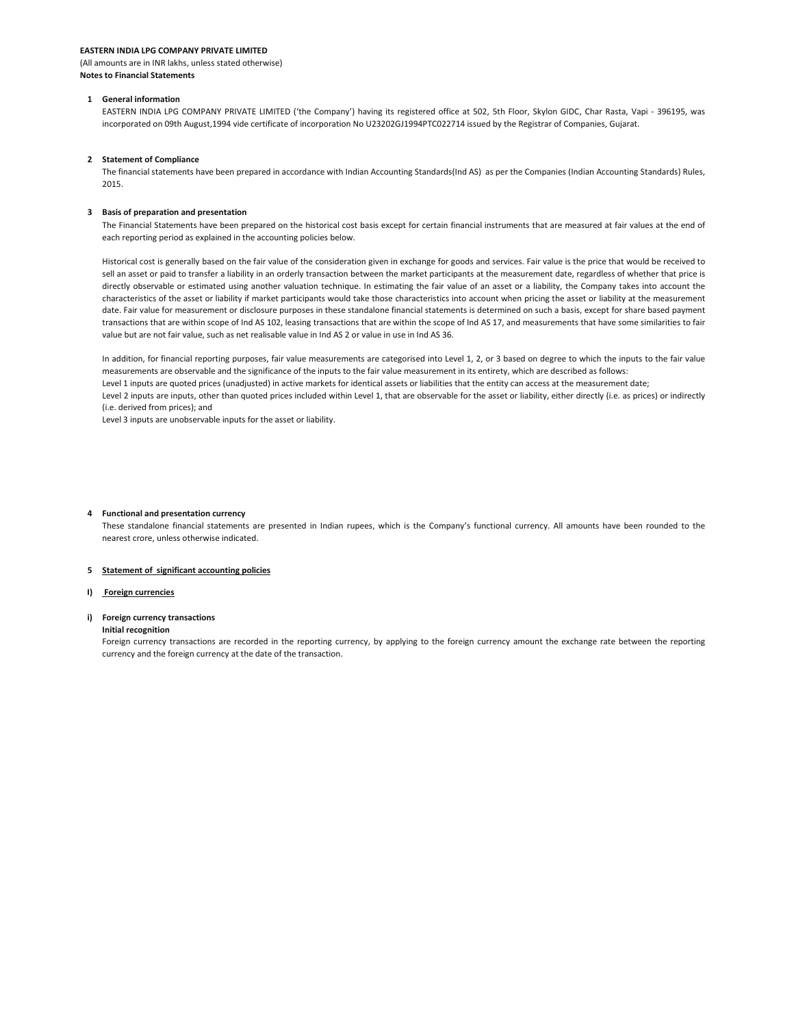**EASTERN INDIA LPG COMPANY PRIVATE LIMITED**

(All amounts are in INR lakhs, unless stated otherwise)

**Notes to Financial Statements**

**1 General information**

EASTERN INDIA LPG COMPANY PRIVATE LIMITED ('the Company') having its registered office at 502, 5th Floor, Skylon GIDC, Char Rasta, Vapi - 396195, was incorporated on 09th August,1994 vide certificate of incorporation No U23202GJ1994PTC022714 issued by the Registrar of Companies, Gujarat.

**2 Statement of Compliance**

The financial statements have been prepared in accordance with Indian Accounting Standards(Ind AS) as per the Companies (Indian Accounting Standards) Rules, 2015.

**3 Basis of preparation and presentation**

The Financial Statements have been prepared on the historical cost basis except for certain financial instruments that are measured at fair values at the end of each reporting period as explained in the accounting policies below.

Historical cost is generally based on the fair value of the consideration given in exchange for goods and services. Fair value is the price that would be received to sell an asset or paid to transfer a liability in an orderly transaction between the market participants at the measurement date, regardless of whether that price is directly observable or estimated using another valuation technique. In estimating the fair value of an asset or a liability, the Company takes into account the characteristics of the asset or liability if market participants would take those characteristics into account when pricing the asset or liability at the measurement date. Fair value for measurement or disclosure purposes in these standalone financial statements is determined on such a basis, except for share based payment transactions that are within scope of Ind AS 102, leasing transactions that are within the scope of Ind AS 17, and measurements that have some similarities to fair value but are not fair value, such as net realisable value in Ind AS 2 or value in use in Ind AS 36.

In addition, for financial reporting purposes, fair value measurements are categorised into Level 1, 2, or 3 based on degree to which the inputs to the fair value measurements are observable and the significance of the inputs to the fair value measurement in its entirety, which are described as follows:

Level 1 inputs are quoted prices (unadjusted) in active markets for identical assets or liabilities that the entity can access at the measurement date;

Level 2 inputs are inputs, other than quoted prices included within Level 1, that are observable for the asset or liability, either directly (i.e. as prices) or indirectly (i.e. derived from prices); and

Level 3 inputs are unobservable inputs for the asset or liability.

**4 Functional and presentation currency**

These standalone financial statements are presented in Indian rupees, which is the Company's functional currency. All amounts have been rounded to the nearest crore, unless otherwise indicated.

**5 <u>Statement of significant accounting policies</u>**

**I) <u>Foreign currencies</u>**

**i) Foreign currency transactions**

**Initial recognition**

Foreign currency transactions are recorded in the reporting currency, by applying to the foreign currency amount the exchange rate between the reporting currency and the foreign currency at the date of the transaction.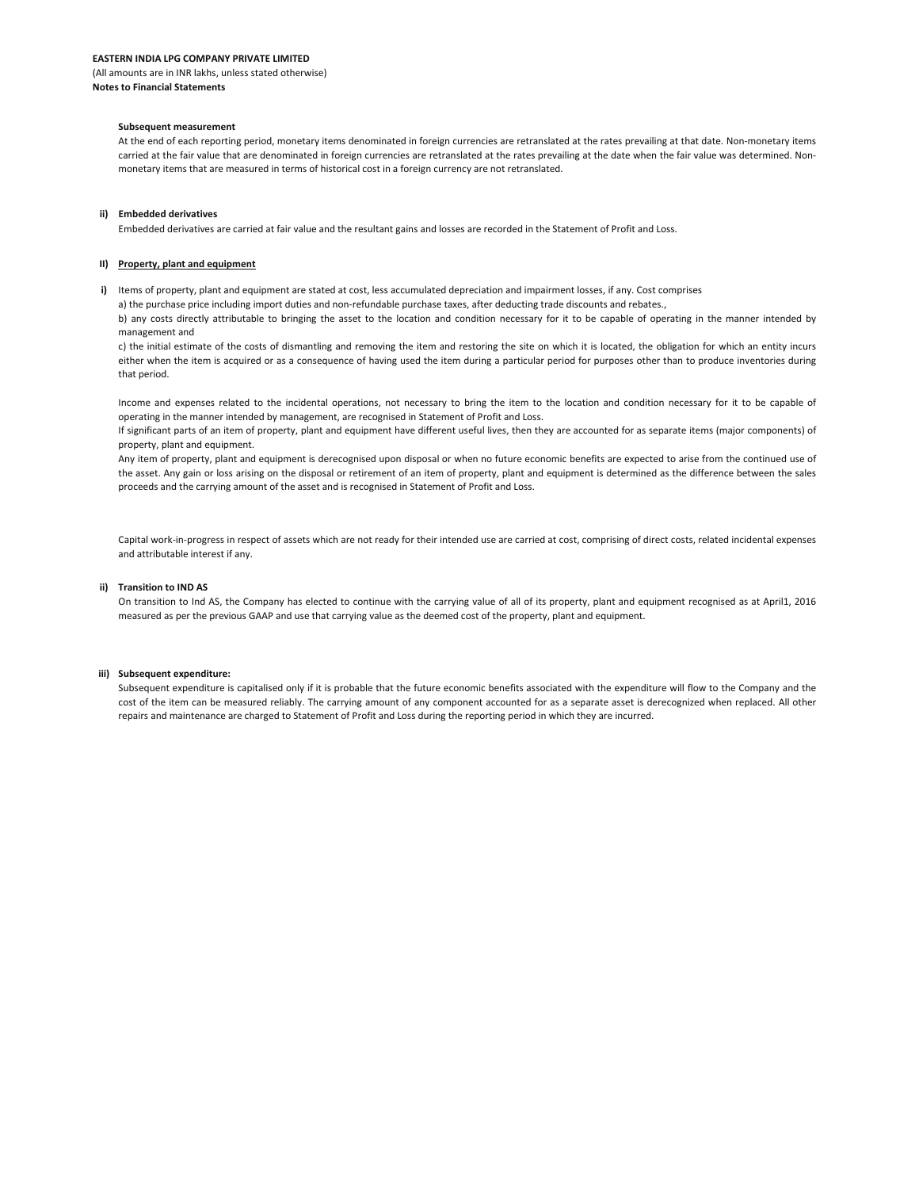**Subsequent measurement**

At the end of each reporting period, monetary items denominated in foreign currencies are retranslated at the rates prevailing at that date. Non-monetary items carried at the fair value that are denominated in foreign currencies are retranslated at the rates prevailing at the date when the fair value was determined. Non-monetary items that are measured in terms of historical cost in a foreign currency are not retranslated.

**ii) Embedded derivatives**

Embedded derivatives are carried at fair value and the resultant gains and losses are recorded in the Statement of Profit and Loss.

**II) Property, plant and equipment**

**i)** Items of property, plant and equipment are stated at cost, less accumulated depreciation and impairment losses, if any. Cost comprises

a) the purchase price including import duties and non-refundable purchase taxes, after deducting trade discounts and rebates.,

b) any costs directly attributable to bringing the asset to the location and condition necessary for it to be capable of operating in the manner intended by management and

c) the initial estimate of the costs of dismantling and removing the item and restoring the site on which it is located, the obligation for which an entity incurs either when the item is acquired or as a consequence of having used the item during a particular period for purposes other than to produce inventories during that period.

Income and expenses related to the incidental operations, not necessary to bring the item to the location and condition necessary for it to be capable of operating in the manner intended by management, are recognised in Statement of Profit and Loss.

If significant parts of an item of property, plant and equipment have different useful lives, then they are accounted for as separate items (major components) of property, plant and equipment.

Any item of property, plant and equipment is derecognised upon disposal or when no future economic benefits are expected to arise from the continued use of the asset. Any gain or loss arising on the disposal or retirement of an item of property, plant and equipment is determined as the difference between the sales proceeds and the carrying amount of the asset and is recognised in Statement of Profit and Loss.

Capital work-in-progress in respect of assets which are not ready for their intended use are carried at cost, comprising of direct costs, related incidental expenses and attributable interest if any.

**ii) Transition to IND AS**

On transition to Ind AS, the Company has elected to continue with the carrying value of all of its property, plant and equipment recognised as at April1, 2016 measured as per the previous GAAP and use that carrying value as the deemed cost of the property, plant and equipment.

**iii) Subsequent expenditure:**

Subsequent expenditure is capitalised only if it is probable that the future economic benefits associated with the expenditure will flow to the Company and the cost of the item can be measured reliably. The carrying amount of any component accounted for as a separate asset is derecognized when replaced. All other repairs and maintenance are charged to Statement of Profit and Loss during the reporting period in which they are incurred.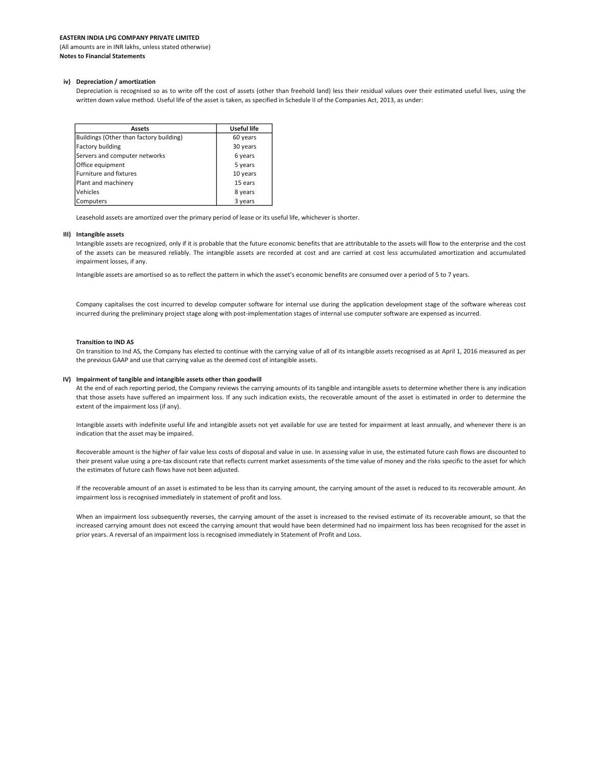**EASTERN INDIA LPG COMPANY PRIVATE LIMITED**
(All amounts are in INR lakhs, unless stated otherwise)
**Notes to Financial Statements**

**iv) Depreciation / amortization**

Depreciation is recognised so as to write off the cost of assets (other than freehold land) less their residual values over their estimated useful lives, using the written down value method. Useful life of the asset is taken, as specified in Schedule II of the Companies Act, 2013, as under:

| Assets | Useful life |
|---|---|
| Buildings (Other than factory building) | 60 years |
| Factory building | 30 years |
| Servers and computer networks | 6 years |
| Office equipment | 5 years |
| Furniture and fixtures | 10 years |
| Plant and machinery | 15 ears |
| Vehicles | 8 years |
| Computers | 3 years |

Leasehold assets are amortized over the primary period of lease or its useful life, whichever is shorter.

**III) Intangible assets**

Intangible assets are recognized, only if it is probable that the future economic benefits that are attributable to the assets will flow to the enterprise and the cost of the assets can be measured reliably. The intangible assets are recorded at cost and are carried at cost less accumulated amortization and accumulated impairment losses, if any.

Intangible assets are amortised so as to reflect the pattern in which the asset's economic benefits are consumed over a period of 5 to 7 years.

Company capitalises the cost incurred to develop computer software for internal use during the application development stage of the software whereas cost incurred during the preliminary project stage along with post-implementation stages of internal use computer software are expensed as incurred.

**Transition to IND AS**

On transition to Ind AS, the Company has elected to continue with the carrying value of all of its intangible assets recognised as at April 1, 2016 measured as per the previous GAAP and use that carrying value as the deemed cost of intangible assets.

**IV) Impairment of tangible and intangible assets other than goodwill**

At the end of each reporting period, the Company reviews the carrying amounts of its tangible and intangible assets to determine whether there is any indication that those assets have suffered an impairment loss. If any such indication exists, the recoverable amount of the asset is estimated in order to determine the extent of the impairment loss (if any).

Intangible assets with indefinite useful life and intangible assets not yet available for use are tested for impairment at least annually, and whenever there is an indication that the asset may be impaired.

Recoverable amount is the higher of fair value less costs of disposal and value in use. In assessing value in use, the estimated future cash flows are discounted to their present value using a pre-tax discount rate that reflects current market assessments of the time value of money and the risks specific to the asset for which the estimates of future cash flows have not been adjusted.

If the recoverable amount of an asset is estimated to be less than its carrying amount, the carrying amount of the asset is reduced to its recoverable amount. An impairment loss is recognised immediately in statement of profit and loss.

When an impairment loss subsequently reverses, the carrying amount of the asset is increased to the revised estimate of its recoverable amount, so that the increased carrying amount does not exceed the carrying amount that would have been determined had no impairment loss has been recognised for the asset in prior years. A reversal of an impairment loss is recognised immediately in Statement of Profit and Loss.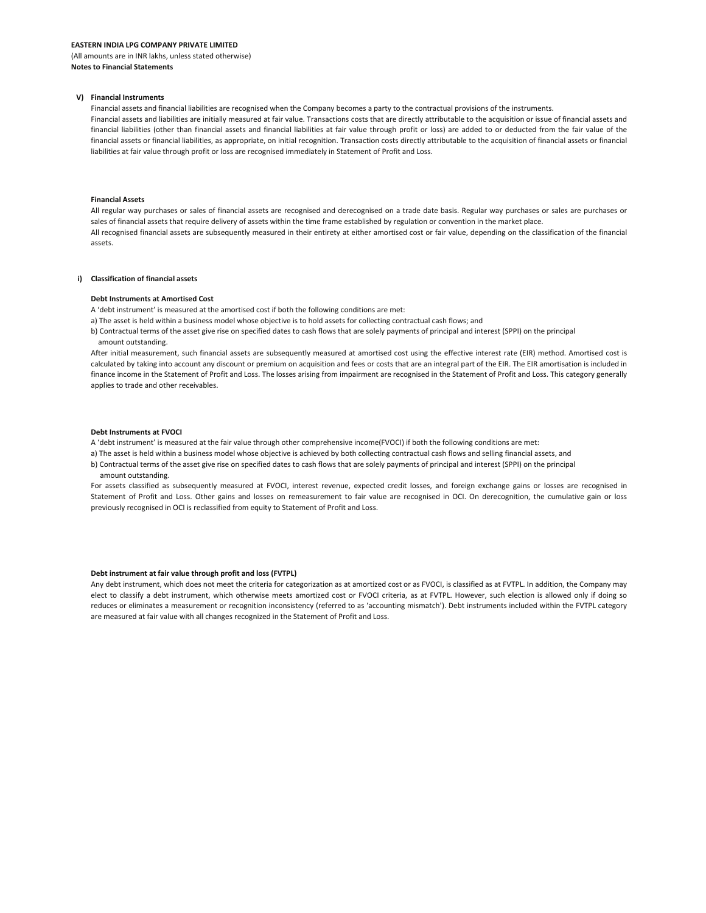**EASTERN INDIA LPG COMPANY PRIVATE LIMITED**
(All amounts are in INR lakhs, unless stated otherwise)
**Notes to Financial Statements**

### V) Financial Instruments

Financial assets and financial liabilities are recognised when the Company becomes a party to the contractual provisions of the instruments.
Financial assets and liabilities are initially measured at fair value. Transactions costs that are directly attributable to the acquisition or issue of financial assets and financial liabilities (other than financial assets and financial liabilities at fair value through profit or loss) are added to or deducted from the fair value of the financial assets or financial liabilities, as appropriate, on initial recognition. Transaction costs directly attributable to the acquisition of financial assets or financial liabilities at fair value through profit or loss are recognised immediately in Statement of Profit and Loss.

**Financial Assets**

All regular way purchases or sales of financial assets are recognised and derecognised on a trade date basis. Regular way purchases or sales are purchases or sales of financial assets that require delivery of assets within the time frame established by regulation or convention in the market place.
All recognised financial assets are subsequently measured in their entirety at either amortised cost or fair value, depending on the classification of the financial assets.

#### i) Classification of financial assets

**Debt Instruments at Amortised Cost**

A 'debt instrument' is measured at the amortised cost if both the following conditions are met:
a) The asset is held within a business model whose objective is to hold assets for collecting contractual cash flows; and
b) Contractual terms of the asset give rise on specified dates to cash flows that are solely payments of principal and interest (SPPI) on the principal amount outstanding.

After initial measurement, such financial assets are subsequently measured at amortised cost using the effective interest rate (EIR) method. Amortised cost is calculated by taking into account any discount or premium on acquisition and fees or costs that are an integral part of the EIR. The EIR amortisation is included in finance income in the Statement of Profit and Loss. The losses arising from impairment are recognised in the Statement of Profit and Loss. This category generally applies to trade and other receivables.

**Debt Instruments at FVOCI**

A 'debt instrument' is measured at the fair value through other comprehensive income(FVOCI) if both the following conditions are met:
a) The asset is held within a business model whose objective is achieved by both collecting contractual cash flows and selling financial assets, and
b) Contractual terms of the asset give rise on specified dates to cash flows that are solely payments of principal and interest (SPPI) on the principal amount outstanding.

For assets classified as subsequently measured at FVOCI, interest revenue, expected credit losses, and foreign exchange gains or losses are recognised in Statement of Profit and Loss. Other gains and losses on remeasurement to fair value are recognised in OCI. On derecognition, the cumulative gain or loss previously recognised in OCI is reclassified from equity to Statement of Profit and Loss.

**Debt instrument at fair value through profit and loss (FVTPL)**

Any debt instrument, which does not meet the criteria for categorization as at amortized cost or as FVOCI, is classified as at FVTPL. In addition, the Company may elect to classify a debt instrument, which otherwise meets amortized cost or FVOCI criteria, as at FVTPL. However, such election is allowed only if doing so reduces or eliminates a measurement or recognition inconsistency (referred to as 'accounting mismatch'). Debt instruments included within the FVTPL category are measured at fair value with all changes recognized in the Statement of Profit and Loss.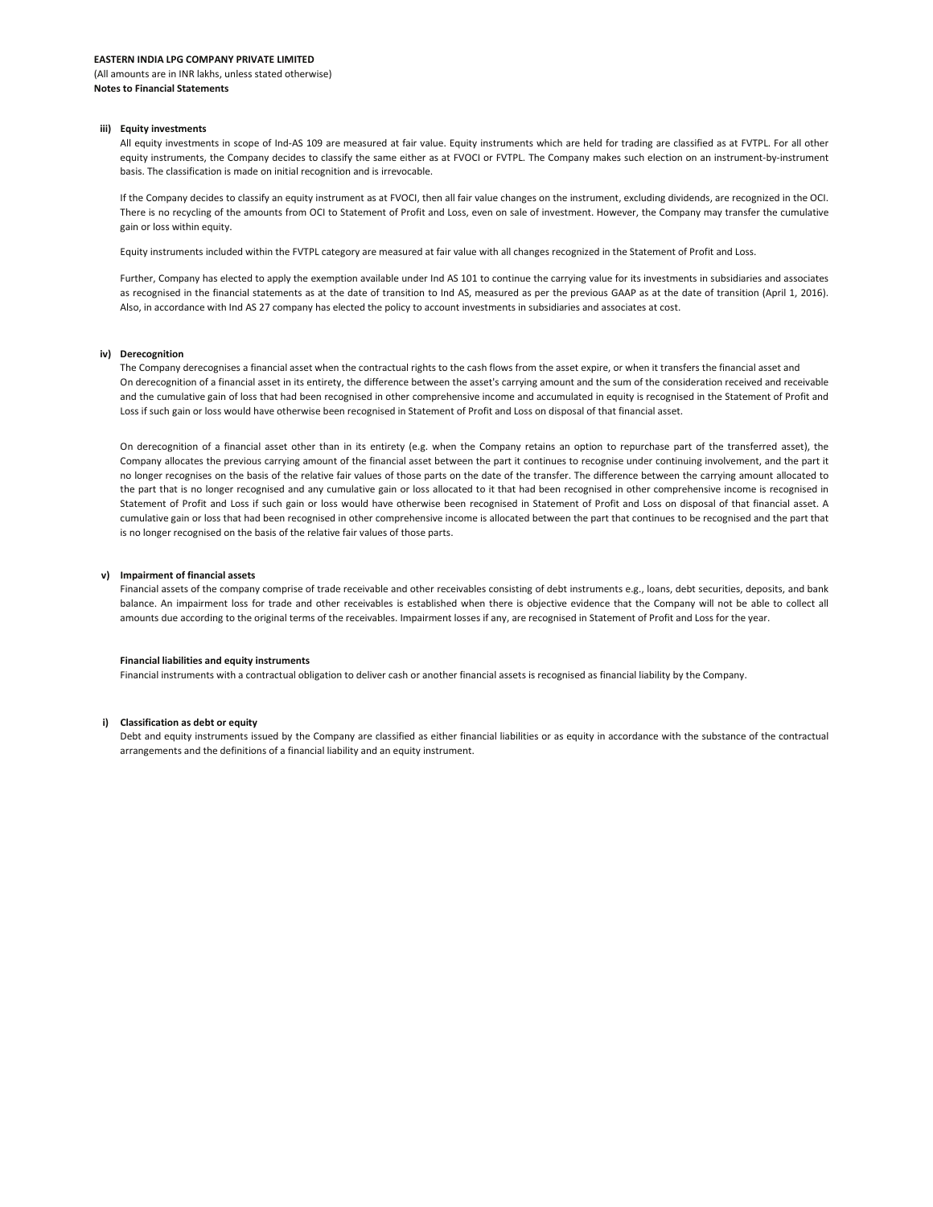**iii) Equity investments**

All equity investments in scope of Ind-AS 109 are measured at fair value. Equity instruments which are held for trading are classified as at FVTPL. For all other equity instruments, the Company decides to classify the same either as at FVOCI or FVTPL. The Company makes such election on an instrument-by-instrument basis. The classification is made on initial recognition and is irrevocable.

If the Company decides to classify an equity instrument as at FVOCI, then all fair value changes on the instrument, excluding dividends, are recognized in the OCI. There is no recycling of the amounts from OCI to Statement of Profit and Loss, even on sale of investment. However, the Company may transfer the cumulative gain or loss within equity.

Equity instruments included within the FVTPL category are measured at fair value with all changes recognized in the Statement of Profit and Loss.

Further, Company has elected to apply the exemption available under Ind AS 101 to continue the carrying value for its investments in subsidiaries and associates as recognised in the financial statements as at the date of transition to Ind AS, measured as per the previous GAAP as at the date of transition (April 1, 2016). Also, in accordance with Ind AS 27 company has elected the policy to account investments in subsidiaries and associates at cost.

**iv) Derecognition**

The Company derecognises a financial asset when the contractual rights to the cash flows from the asset expire, or when it transfers the financial asset and On derecognition of a financial asset in its entirety, the difference between the asset's carrying amount and the sum of the consideration received and receivable and the cumulative gain of loss that had been recognised in other comprehensive income and accumulated in equity is recognised in the Statement of Profit and Loss if such gain or loss would have otherwise been recognised in Statement of Profit and Loss on disposal of that financial asset.

On derecognition of a financial asset other than in its entirety (e.g. when the Company retains an option to repurchase part of the transferred asset), the Company allocates the previous carrying amount of the financial asset between the part it continues to recognise under continuing involvement, and the part it no longer recognises on the basis of the relative fair values of those parts on the date of the transfer. The difference between the carrying amount allocated to the part that is no longer recognised and any cumulative gain or loss allocated to it that had been recognised in other comprehensive income is recognised in Statement of Profit and Loss if such gain or loss would have otherwise been recognised in Statement of Profit and Loss on disposal of that financial asset. A cumulative gain or loss that had been recognised in other comprehensive income is allocated between the part that continues to be recognised and the part that is no longer recognised on the basis of the relative fair values of those parts.

**v) Impairment of financial assets**

Financial assets of the company comprise of trade receivable and other receivables consisting of debt instruments e.g., loans, debt securities, deposits, and bank balance. An impairment loss for trade and other receivables is established when there is objective evidence that the Company will not be able to collect all amounts due according to the original terms of the receivables. Impairment losses if any, are recognised in Statement of Profit and Loss for the year.

**Financial liabilities and equity instruments**

Financial instruments with a contractual obligation to deliver cash or another financial assets is recognised as financial liability by the Company.

**i) Classification as debt or equity**

Debt and equity instruments issued by the Company are classified as either financial liabilities or as equity in accordance with the substance of the contractual arrangements and the definitions of a financial liability and an equity instrument.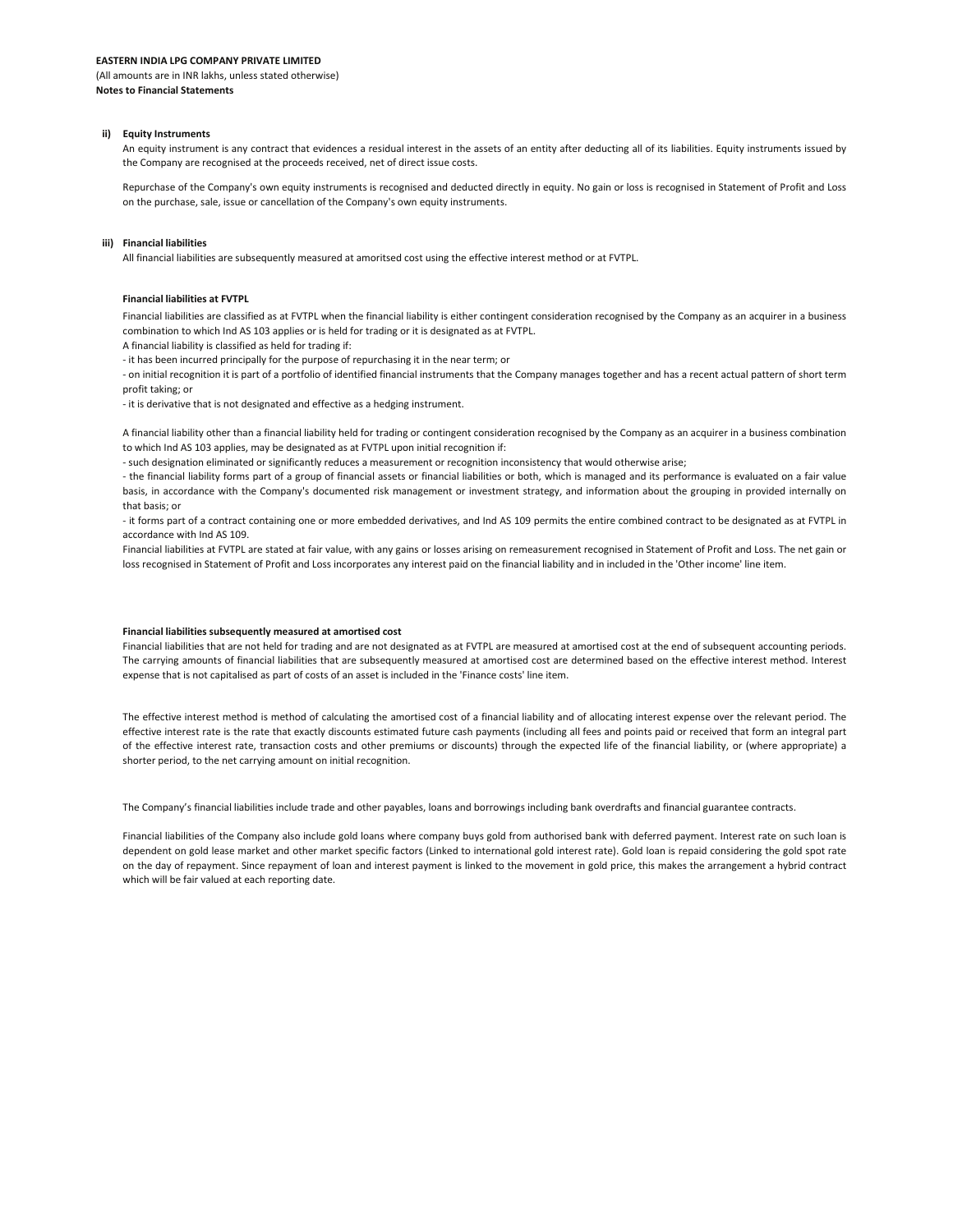**EASTERN INDIA LPG COMPANY PRIVATE LIMITED**
(All amounts are in INR lakhs, unless stated otherwise)
**Notes to Financial Statements**

**ii) Equity Instruments**

An equity instrument is any contract that evidences a residual interest in the assets of an entity after deducting all of its liabilities. Equity instruments issued by the Company are recognised at the proceeds received, net of direct issue costs.

Repurchase of the Company's own equity instruments is recognised and deducted directly in equity. No gain or loss is recognised in Statement of Profit and Loss on the purchase, sale, issue or cancellation of the Company's own equity instruments.

**iii) Financial liabilities**

All financial liabilities are subsequently measured at amoritsed cost using the effective interest method or at FVTPL.

**Financial liabilities at FVTPL**

Financial liabilities are classified as at FVTPL when the financial liability is either contingent consideration recognised by the Company as an acquirer in a business combination to which Ind AS 103 applies or is held for trading or it is designated as at FVTPL.

A financial liability is classified as held for trading if:

- it has been incurred principally for the purpose of repurchasing it in the near term; or
- on initial recognition it is part of a portfolio of identified financial instruments that the Company manages together and has a recent actual pattern of short term profit taking; or
- it is derivative that is not designated and effective as a hedging instrument.

A financial liability other than a financial liability held for trading or contingent consideration recognised by the Company as an acquirer in a business combination to which Ind AS 103 applies, may be designated as at FVTPL upon initial recognition if:

- such designation eliminated or significantly reduces a measurement or recognition inconsistency that would otherwise arise;
- the financial liability forms part of a group of financial assets or financial liabilities or both, which is managed and its performance is evaluated on a fair value basis, in accordance with the Company's documented risk management or investment strategy, and information about the grouping in provided internally on that basis; or
- it forms part of a contract containing one or more embedded derivatives, and Ind AS 109 permits the entire combined contract to be designated as at FVTPL in accordance with Ind AS 109.

Financial liabilities at FVTPL are stated at fair value, with any gains or losses arising on remeasurement recognised in Statement of Profit and Loss. The net gain or loss recognised in Statement of Profit and Loss incorporates any interest paid on the financial liability and in included in the 'Other income' line item.

**Financial liabilities subsequently measured at amortised cost**

Financial liabilities that are not held for trading and are not designated as at FVTPL are measured at amortised cost at the end of subsequent accounting periods. The carrying amounts of financial liabilities that are subsequently measured at amortised cost are determined based on the effective interest method. Interest expense that is not capitalised as part of costs of an asset is included in the 'Finance costs' line item.

The effective interest method is method of calculating the amortised cost of a financial liability and of allocating interest expense over the relevant period. The effective interest rate is the rate that exactly discounts estimated future cash payments (including all fees and points paid or received that form an integral part of the effective interest rate, transaction costs and other premiums or discounts) through the expected life of the financial liability, or (where appropriate) a shorter period, to the net carrying amount on initial recognition.

The Company's financial liabilities include trade and other payables, loans and borrowings including bank overdrafts and financial guarantee contracts.

Financial liabilities of the Company also include gold loans where company buys gold from authorised bank with deferred payment. Interest rate on such loan is dependent on gold lease market and other market specific factors (Linked to international gold interest rate). Gold loan is repaid considering the gold spot rate on the day of repayment. Since repayment of loan and interest payment is linked to the movement in gold price, this makes the arrangement a hybrid contract which will be fair valued at each reporting date.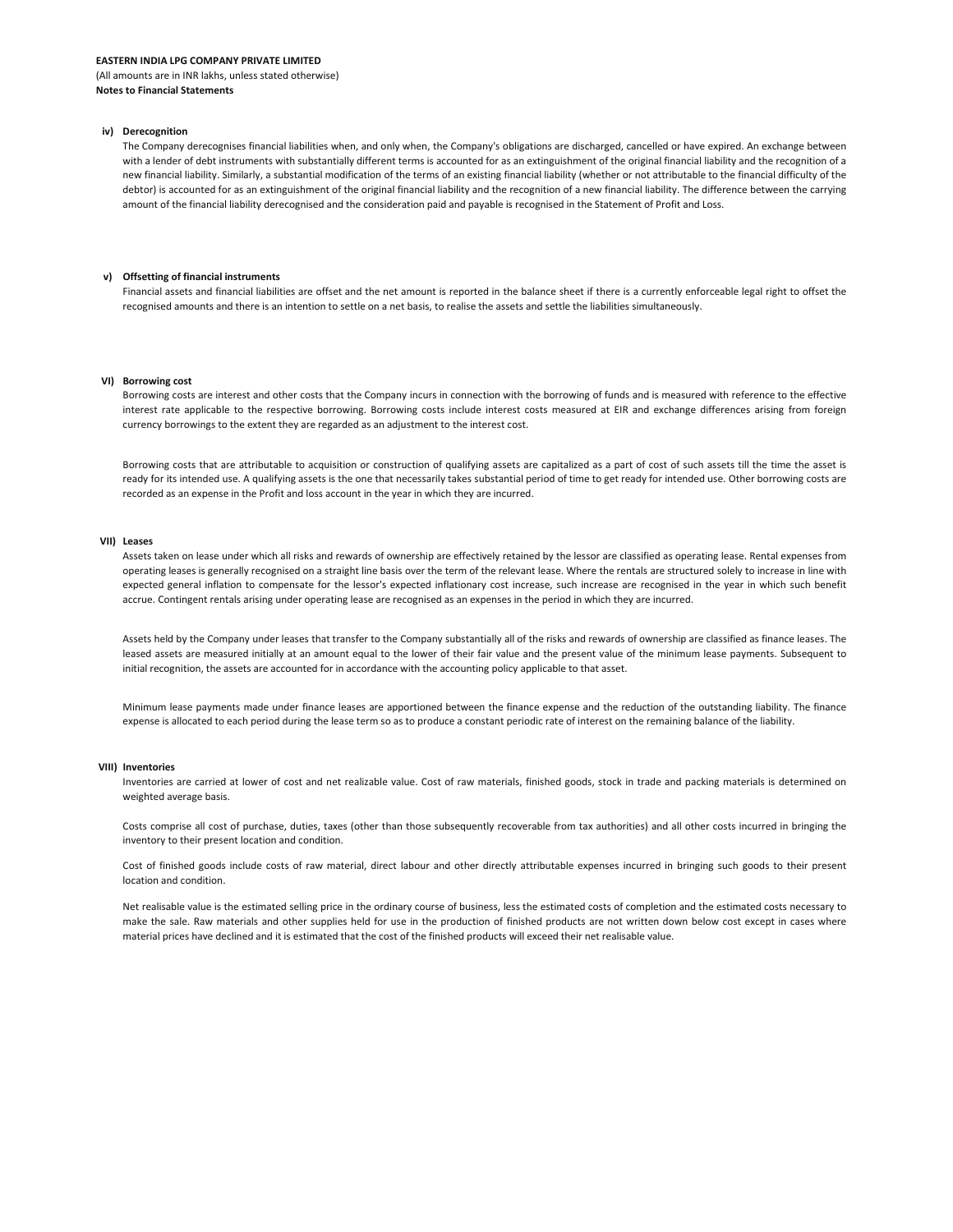**EASTERN INDIA LPG COMPANY PRIVATE LIMITED**
(All amounts are in INR lakhs, unless stated otherwise)
**Notes to Financial Statements**

**iv) Derecognition**

The Company derecognises financial liabilities when, and only when, the Company's obligations are discharged, cancelled or have expired. An exchange between with a lender of debt instruments with substantially different terms is accounted for as an extinguishment of the original financial liability and the recognition of a new financial liability. Similarly, a substantial modification of the terms of an existing financial liability (whether or not attributable to the financial difficulty of the debtor) is accounted for as an extinguishment of the original financial liability and the recognition of a new financial liability. The difference between the carrying amount of the financial liability derecognised and the consideration paid and payable is recognised in the Statement of Profit and Loss.

**v) Offsetting of financial instruments**

Financial assets and financial liabilities are offset and the net amount is reported in the balance sheet if there is a currently enforceable legal right to offset the recognised amounts and there is an intention to settle on a net basis, to realise the assets and settle the liabilities simultaneously.

**VI) Borrowing cost**

Borrowing costs are interest and other costs that the Company incurs in connection with the borrowing of funds and is measured with reference to the effective interest rate applicable to the respective borrowing. Borrowing costs include interest costs measured at EIR and exchange differences arising from foreign currency borrowings to the extent they are regarded as an adjustment to the interest cost.

Borrowing costs that are attributable to acquisition or construction of qualifying assets are capitalized as a part of cost of such assets till the time the asset is ready for its intended use. A qualifying assets is the one that necessarily takes substantial period of time to get ready for intended use. Other borrowing costs are recorded as an expense in the Profit and loss account in the year in which they are incurred.

**VII) Leases**

Assets taken on lease under which all risks and rewards of ownership are effectively retained by the lessor are classified as operating lease. Rental expenses from operating leases is generally recognised on a straight line basis over the term of the relevant lease. Where the rentals are structured solely to increase in line with expected general inflation to compensate for the lessor's expected inflationary cost increase, such increase are recognised in the year in which such benefit accrue. Contingent rentals arising under operating lease are recognised as an expenses in the period in which they are incurred.

Assets held by the Company under leases that transfer to the Company substantially all of the risks and rewards of ownership are classified as finance leases. The leased assets are measured initially at an amount equal to the lower of their fair value and the present value of the minimum lease payments. Subsequent to initial recognition, the assets are accounted for in accordance with the accounting policy applicable to that asset.

Minimum lease payments made under finance leases are apportioned between the finance expense and the reduction of the outstanding liability. The finance expense is allocated to each period during the lease term so as to produce a constant periodic rate of interest on the remaining balance of the liability.

**VIII) Inventories**

Inventories are carried at lower of cost and net realizable value. Cost of raw materials, finished goods, stock in trade and packing materials is determined on weighted average basis.

Costs comprise all cost of purchase, duties, taxes (other than those subsequently recoverable from tax authorities) and all other costs incurred in bringing the inventory to their present location and condition.

Cost of finished goods include costs of raw material, direct labour and other directly attributable expenses incurred in bringing such goods to their present location and condition.

Net realisable value is the estimated selling price in the ordinary course of business, less the estimated costs of completion and the estimated costs necessary to make the sale. Raw materials and other supplies held for use in the production of finished products are not written down below cost except in cases where material prices have declined and it is estimated that the cost of the finished products will exceed their net realisable value.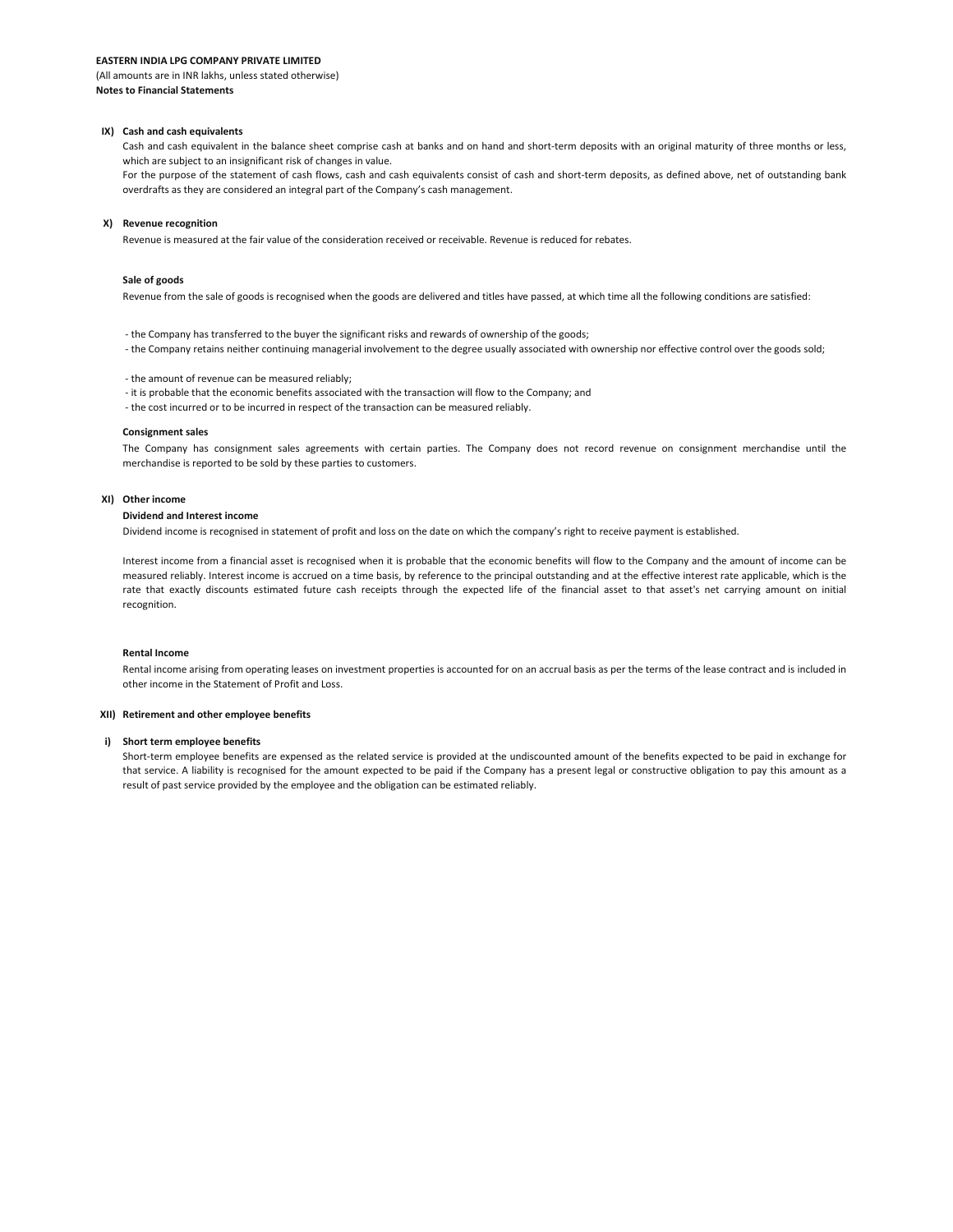**EASTERN INDIA LPG COMPANY PRIVATE LIMITED**
(All amounts are in INR lakhs, unless stated otherwise)
**Notes to Financial Statements**

**IX) Cash and cash equivalents**

Cash and cash equivalent in the balance sheet comprise cash at banks and on hand and short-term deposits with an original maturity of three months or less, which are subject to an insignificant risk of changes in value.

For the purpose of the statement of cash flows, cash and cash equivalents consist of cash and short-term deposits, as defined above, net of outstanding bank overdrafts as they are considered an integral part of the Company's cash management.

**X) Revenue recognition**

Revenue is measured at the fair value of the consideration received or receivable. Revenue is reduced for rebates.

**Sale of goods**

Revenue from the sale of goods is recognised when the goods are delivered and titles have passed, at which time all the following conditions are satisfied:

- the Company has transferred to the buyer the significant risks and rewards of ownership of the goods;
- the Company retains neither continuing managerial involvement to the degree usually associated with ownership nor effective control over the goods sold;
- the amount of revenue can be measured reliably;
- it is probable that the economic benefits associated with the transaction will flow to the Company; and
- the cost incurred or to be incurred in respect of the transaction can be measured reliably.

**Consignment sales**

The Company has consignment sales agreements with certain parties. The Company does not record revenue on consignment merchandise until the merchandise is reported to be sold by these parties to customers.

**XI) Other income**

**Dividend and Interest income**

Dividend income is recognised in statement of profit and loss on the date on which the company's right to receive payment is established.

Interest income from a financial asset is recognised when it is probable that the economic benefits will flow to the Company and the amount of income can be measured reliably. Interest income is accrued on a time basis, by reference to the principal outstanding and at the effective interest rate applicable, which is the rate that exactly discounts estimated future cash receipts through the expected life of the financial asset to that asset's net carrying amount on initial recognition.

**Rental Income**

Rental income arising from operating leases on investment properties is accounted for on an accrual basis as per the terms of the lease contract and is included in other income in the Statement of Profit and Loss.

**XII) Retirement and other employee benefits**

**i) Short term employee benefits**

Short-term employee benefits are expensed as the related service is provided at the undiscounted amount of the benefits expected to be paid in exchange for that service. A liability is recognised for the amount expected to be paid if the Company has a present legal or constructive obligation to pay this amount as a result of past service provided by the employee and the obligation can be estimated reliably.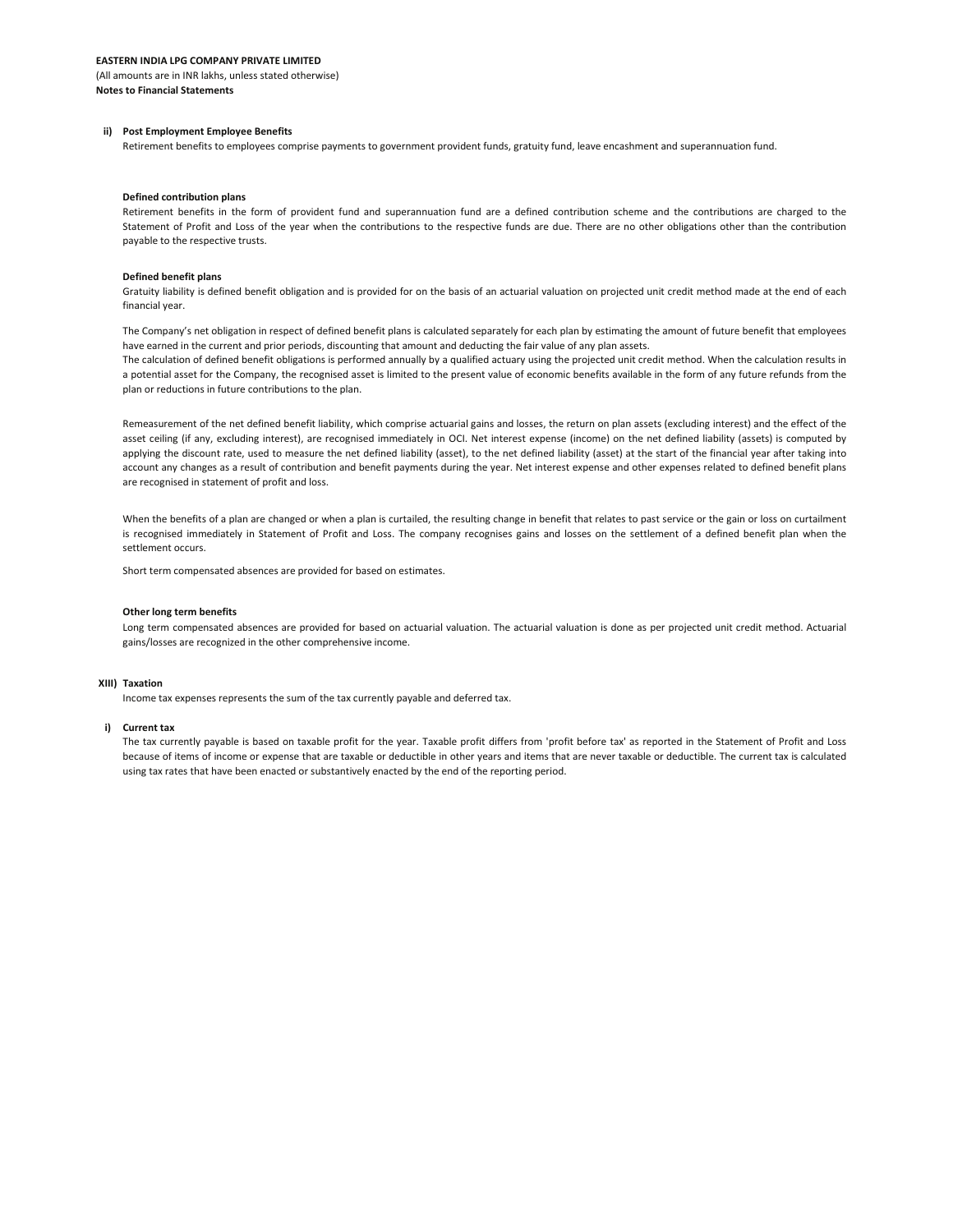**ii) Post Employment Employee Benefits**

Retirement benefits to employees comprise payments to government provident funds, gratuity fund, leave encashment and superannuation fund.

**Defined contribution plans**

Retirement benefits in the form of provident fund and superannuation fund are a defined contribution scheme and the contributions are charged to the Statement of Profit and Loss of the year when the contributions to the respective funds are due. There are no other obligations other than the contribution payable to the respective trusts.

**Defined benefit plans**

Gratuity liability is defined benefit obligation and is provided for on the basis of an actuarial valuation on projected unit credit method made at the end of each financial year.

The Company's net obligation in respect of defined benefit plans is calculated separately for each plan by estimating the amount of future benefit that employees have earned in the current and prior periods, discounting that amount and deducting the fair value of any plan assets.

The calculation of defined benefit obligations is performed annually by a qualified actuary using the projected unit credit method. When the calculation results in a potential asset for the Company, the recognised asset is limited to the present value of economic benefits available in the form of any future refunds from the plan or reductions in future contributions to the plan.

Remeasurement of the net defined benefit liability, which comprise actuarial gains and losses, the return on plan assets (excluding interest) and the effect of the asset ceiling (if any, excluding interest), are recognised immediately in OCI. Net interest expense (income) on the net defined liability (assets) is computed by applying the discount rate, used to measure the net defined liability (asset), to the net defined liability (asset) at the start of the financial year after taking into account any changes as a result of contribution and benefit payments during the year. Net interest expense and other expenses related to defined benefit plans are recognised in statement of profit and loss.

When the benefits of a plan are changed or when a plan is curtailed, the resulting change in benefit that relates to past service or the gain or loss on curtailment is recognised immediately in Statement of Profit and Loss. The company recognises gains and losses on the settlement of a defined benefit plan when the settlement occurs.

Short term compensated absences are provided for based on estimates.

**Other long term benefits**

Long term compensated absences are provided for based on actuarial valuation. The actuarial valuation is done as per projected unit credit method. Actuarial gains/losses are recognized in the other comprehensive income.

**XIII) Taxation**

Income tax expenses represents the sum of the tax currently payable and deferred tax.

**i) Current tax**

The tax currently payable is based on taxable profit for the year. Taxable profit differs from 'profit before tax' as reported in the Statement of Profit and Loss because of items of income or expense that are taxable or deductible in other years and items that are never taxable or deductible. The current tax is calculated using tax rates that have been enacted or substantively enacted by the end of the reporting period.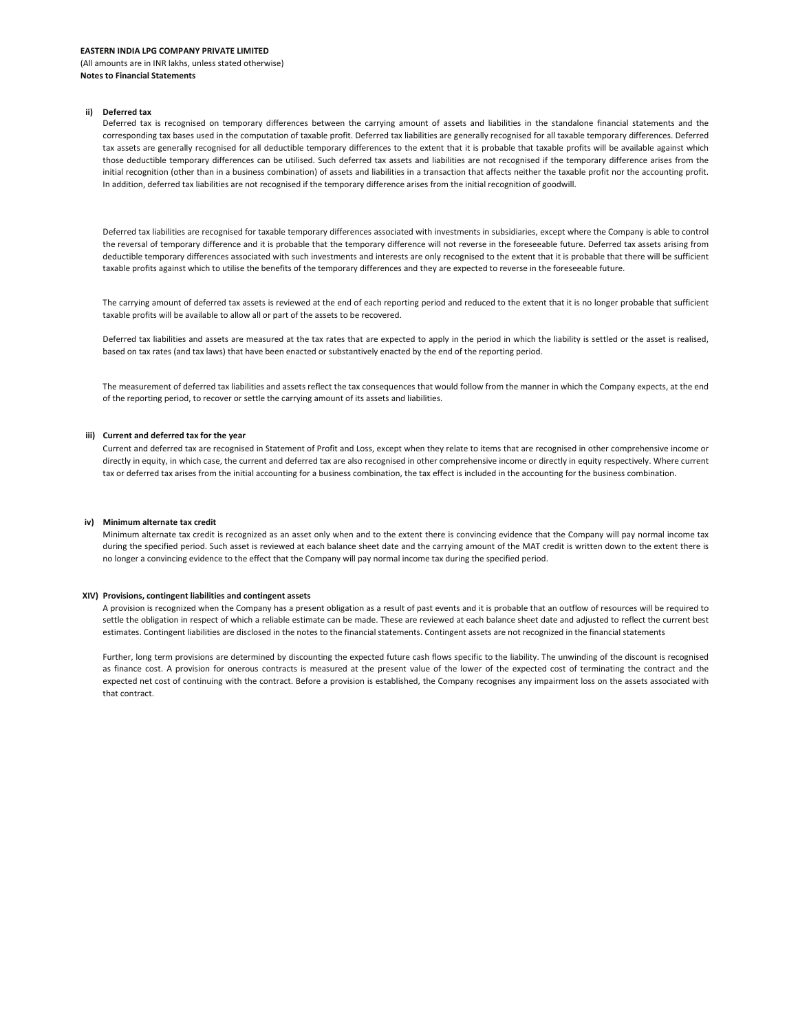**ii) Deferred tax**

Deferred tax is recognised on temporary differences between the carrying amount of assets and liabilities in the standalone financial statements and the corresponding tax bases used in the computation of taxable profit. Deferred tax liabilities are generally recognised for all taxable temporary differences. Deferred tax assets are generally recognised for all deductible temporary differences to the extent that it is probable that taxable profits will be available against which those deductible temporary differences can be utilised. Such deferred tax assets and liabilities are not recognised if the temporary difference arises from the initial recognition (other than in a business combination) of assets and liabilities in a transaction that affects neither the taxable profit nor the accounting profit. In addition, deferred tax liabilities are not recognised if the temporary difference arises from the initial recognition of goodwill.

Deferred tax liabilities are recognised for taxable temporary differences associated with investments in subsidiaries, except where the Company is able to control the reversal of temporary difference and it is probable that the temporary difference will not reverse in the foreseeable future. Deferred tax assets arising from deductible temporary differences associated with such investments and interests are only recognised to the extent that it is probable that there will be sufficient taxable profits against which to utilise the benefits of the temporary differences and they are expected to reverse in the foreseeable future.

The carrying amount of deferred tax assets is reviewed at the end of each reporting period and reduced to the extent that it is no longer probable that sufficient taxable profits will be available to allow all or part of the assets to be recovered.

Deferred tax liabilities and assets are measured at the tax rates that are expected to apply in the period in which the liability is settled or the asset is realised, based on tax rates (and tax laws) that have been enacted or substantively enacted by the end of the reporting period.

The measurement of deferred tax liabilities and assets reflect the tax consequences that would follow from the manner in which the Company expects, at the end of the reporting period, to recover or settle the carrying amount of its assets and liabilities.

**iii) Current and deferred tax for the year**

Current and deferred tax are recognised in Statement of Profit and Loss, except when they relate to items that are recognised in other comprehensive income or directly in equity, in which case, the current and deferred tax are also recognised in other comprehensive income or directly in equity respectively. Where current tax or deferred tax arises from the initial accounting for a business combination, the tax effect is included in the accounting for the business combination.

**iv) Minimum alternate tax credit**

Minimum alternate tax credit is recognized as an asset only when and to the extent there is convincing evidence that the Company will pay normal income tax during the specified period. Such asset is reviewed at each balance sheet date and the carrying amount of the MAT credit is written down to the extent there is no longer a convincing evidence to the effect that the Company will pay normal income tax during the specified period.

**XIV) Provisions, contingent liabilities and contingent assets**

A provision is recognized when the Company has a present obligation as a result of past events and it is probable that an outflow of resources will be required to settle the obligation in respect of which a reliable estimate can be made. These are reviewed at each balance sheet date and adjusted to reflect the current best estimates. Contingent liabilities are disclosed in the notes to the financial statements. Contingent assets are not recognized in the financial statements

Further, long term provisions are determined by discounting the expected future cash flows specific to the liability. The unwinding of the discount is recognised as finance cost. A provision for onerous contracts is measured at the present value of the lower of the expected cost of terminating the contract and the expected net cost of continuing with the contract. Before a provision is established, the Company recognises any impairment loss on the assets associated with that contract.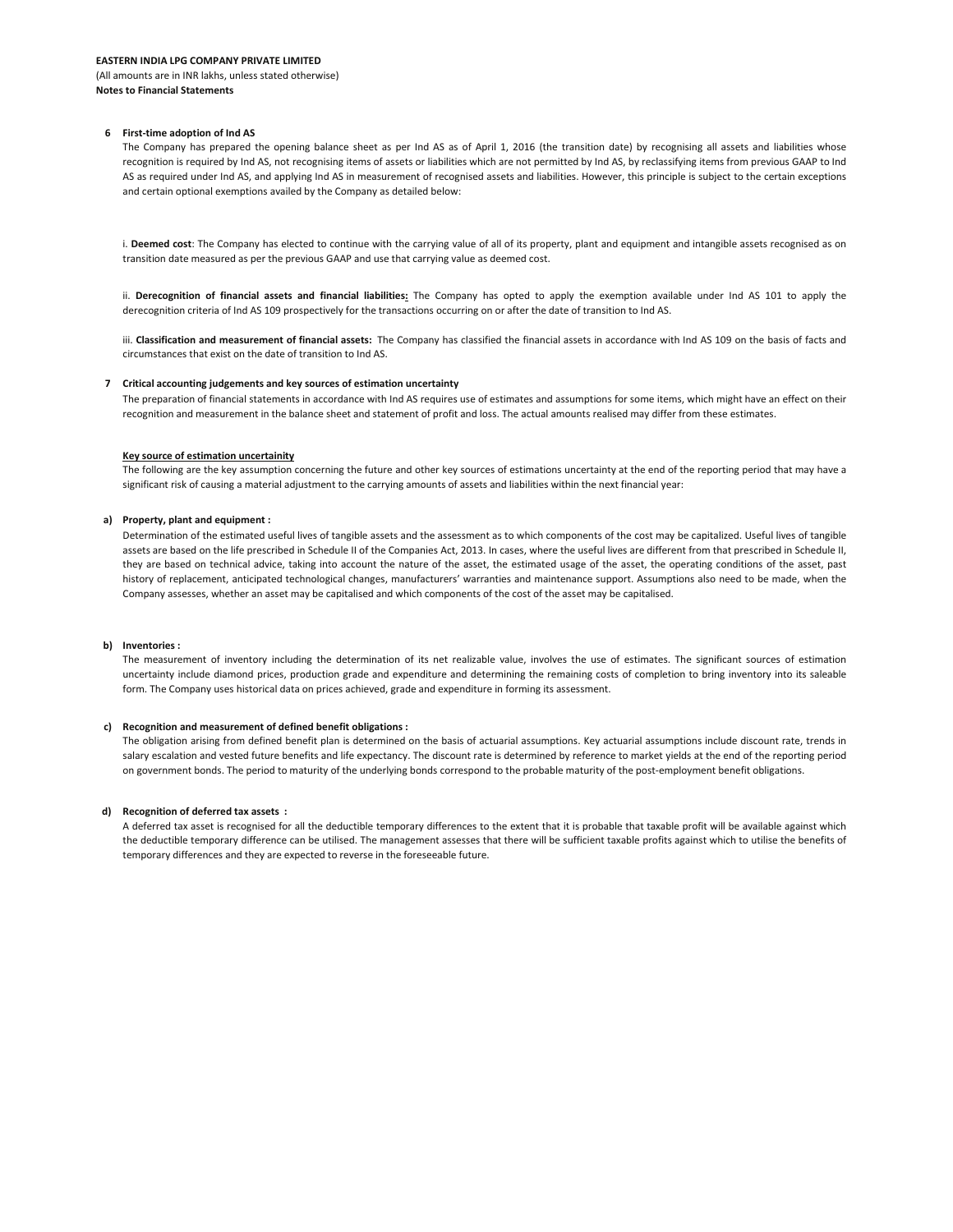**EASTERN INDIA LPG COMPANY PRIVATE LIMITED**
(All amounts are in INR lakhs, unless stated otherwise)
**Notes to Financial Statements**

**6 First-time adoption of Ind AS**

The Company has prepared the opening balance sheet as per Ind AS as of April 1, 2016 (the transition date) by recognising all assets and liabilities whose recognition is required by Ind AS, not recognising items of assets or liabilities which are not permitted by Ind AS, by reclassifying items from previous GAAP to Ind AS as required under Ind AS, and applying Ind AS in measurement of recognised assets and liabilities. However, this principle is subject to the certain exceptions and certain optional exemptions availed by the Company as detailed below:

i. **Deemed cost**: The Company has elected to continue with the carrying value of all of its property, plant and equipment and intangible assets recognised as on transition date measured as per the previous GAAP and use that carrying value as deemed cost.

ii. **Derecognition of financial assets and financial liabilities:** The Company has opted to apply the exemption available under Ind AS 101 to apply the derecognition criteria of Ind AS 109 prospectively for the transactions occurring on or after the date of transition to Ind AS.

iii. **Classification and measurement of financial assets:** The Company has classified the financial assets in accordance with Ind AS 109 on the basis of facts and circumstances that exist on the date of transition to Ind AS.

**7 Critical accounting judgements and key sources of estimation uncertainty**

The preparation of financial statements in accordance with Ind AS requires use of estimates and assumptions for some items, which might have an effect on their recognition and measurement in the balance sheet and statement of profit and loss. The actual amounts realised may differ from these estimates.

**Key source of estimation uncertainity**

The following are the key assumption concerning the future and other key sources of estimations uncertainty at the end of the reporting period that may have a significant risk of causing a material adjustment to the carrying amounts of assets and liabilities within the next financial year:

**a) Property, plant and equipment :**

Determination of the estimated useful lives of tangible assets and the assessment as to which components of the cost may be capitalized. Useful lives of tangible assets are based on the life prescribed in Schedule II of the Companies Act, 2013. In cases, where the useful lives are different from that prescribed in Schedule II, they are based on technical advice, taking into account the nature of the asset, the estimated usage of the asset, the operating conditions of the asset, past history of replacement, anticipated technological changes, manufacturers' warranties and maintenance support. Assumptions also need to be made, when the Company assesses, whether an asset may be capitalised and which components of the cost of the asset may be capitalised.

**b) Inventories :**

The measurement of inventory including the determination of its net realizable value, involves the use of estimates. The significant sources of estimation uncertainty include diamond prices, production grade and expenditure and determining the remaining costs of completion to bring inventory into its saleable form. The Company uses historical data on prices achieved, grade and expenditure in forming its assessment.

**c) Recognition and measurement of defined benefit obligations :**

The obligation arising from defined benefit plan is determined on the basis of actuarial assumptions. Key actuarial assumptions include discount rate, trends in salary escalation and vested future benefits and life expectancy. The discount rate is determined by reference to market yields at the end of the reporting period on government bonds. The period to maturity of the underlying bonds correspond to the probable maturity of the post-employment benefit obligations.

**d) Recognition of deferred tax assets :**

A deferred tax asset is recognised for all the deductible temporary differences to the extent that it is probable that taxable profit will be available against which the deductible temporary difference can be utilised. The management assesses that there will be sufficient taxable profits against which to utilise the benefits of temporary differences and they are expected to reverse in the foreseeable future.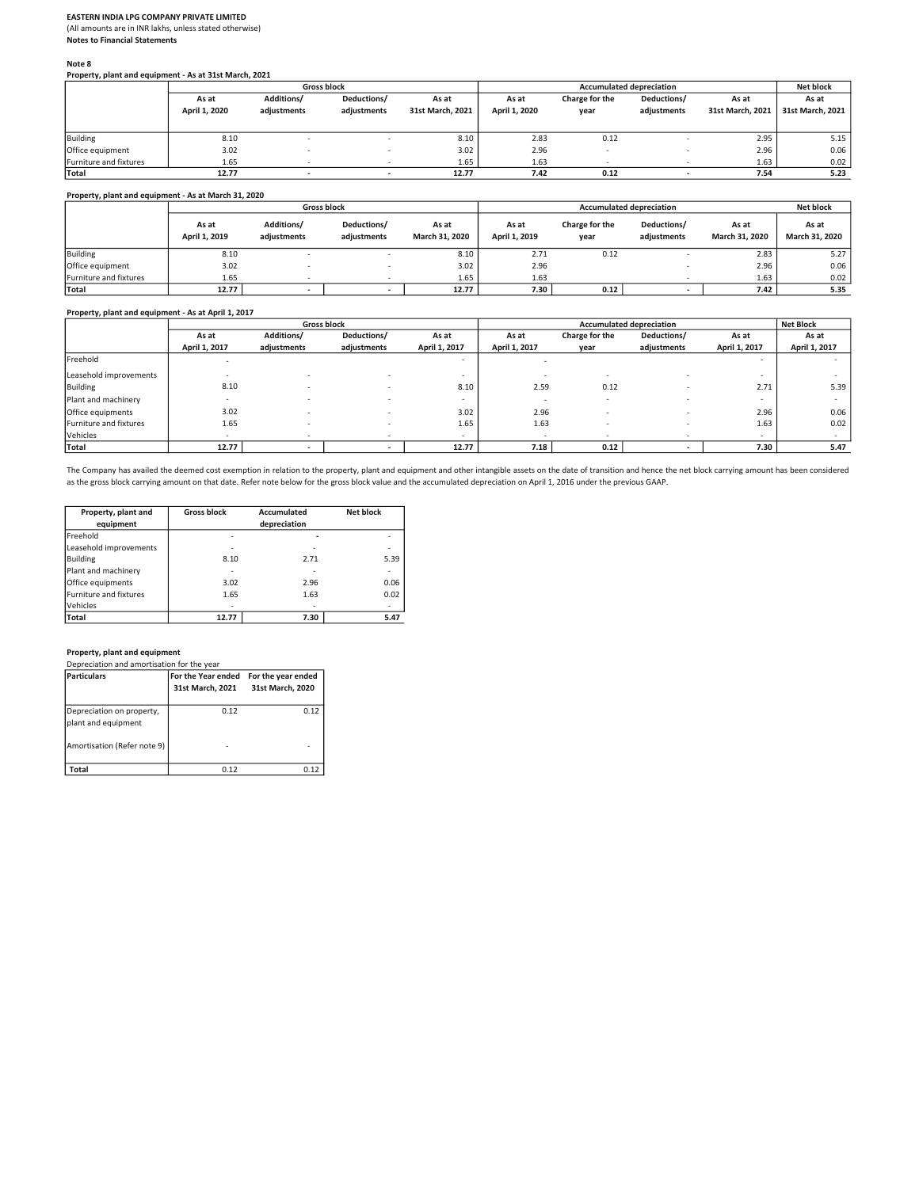**EASTERN INDIA LPG COMPANY PRIVATE LIMITED**
(All amounts are in INR lakhs, unless stated otherwise)
**Notes to Financial Statements**

**Note 8**
**Property, plant and equipment - As at 31st March, 2021**

| | Gross block | | | | Accumulated depreciation | | | | Net block |
|---|---|---|---|---|---|---|---|---|---|
| | As at April 1, 2020 | Additions/ adjustments | Deductions/ adjustments | As at 31st March, 2021 | As at April 1, 2020 | Charge for the year | Deductions/ adjustments | As at 31st March, 2021 | As at 31st March, 2021 |
| Building | 8.10 | - | - | 8.10 | 2.83 | 0.12 | - | 2.95 | 5.15 |
| Office equipment | 3.02 | - | - | 3.02 | 2.96 | - | - | 2.96 | 0.06 |
| Furniture and fixtures | 1.65 | - | - | 1.65 | 1.63 | - | - | 1.63 | 0.02 |
| **Total** | **12.77** | **-** | **-** | **12.77** | **7.42** | **0.12** | **-** | **7.54** | **5.23** |

**Property, plant and equipment - As at March 31, 2020**

| | Gross block | | | | Accumulated depreciation | | | | Net block |
|---|---|---|---|---|---|---|---|---|---|
| | As at April 1, 2019 | Additions/ adjustments | Deductions/ adjustments | As at March 31, 2020 | As at April 1, 2019 | Charge for the year | Deductions/ adjustments | As at March 31, 2020 | As at March 31, 2020 |
| Building | 8.10 | - | - | 8.10 | 2.71 | 0.12 | - | 2.83 | 5.27 |
| Office equipment | 3.02 | - | - | 3.02 | 2.96 | | - | 2.96 | 0.06 |
| Furniture and fixtures | 1.65 | - | - | 1.65 | 1.63 | | - | 1.63 | 0.02 |
| **Total** | **12.77** | **-** | **-** | **12.77** | **7.30** | **0.12** | **-** | **7.42** | **5.35** |

**Property, plant and equipment - As at April 1, 2017**

| | Gross block | | | | Accumulated depreciation | | | | Net Block |
|---|---|---|---|---|---|---|---|---|---|
| | As at April 1, 2017 | Additions/ adjustments | Deductions/ adjustments | As at April 1, 2017 | As at April 1, 2017 | Charge for the year | Deductions/ adjustments | As at April 1, 2017 | As at April 1, 2017 |
| Freehold | - | | | - | - | | | - | - |
| Leasehold improvements | - | - | - | - | - | - | - | - | - |
| Building | 8.10 | - | - | 8.10 | 2.59 | 0.12 | - | 2.71 | 5.39 |
| Plant and machinery | - | - | - | - | - | - | - | - | - |
| Office equipments | 3.02 | - | - | 3.02 | 2.96 | - | - | 2.96 | 0.06 |
| Furniture and fixtures | 1.65 | - | - | 1.65 | 1.63 | - | - | 1.63 | 0.02 |
| Vehicles | - | - | - | - | - | - | - | - | - |
| **Total** | **12.77** | **-** | **-** | **12.77** | **7.18** | **0.12** | **-** | **7.30** | **5.47** |

The Company has availed the deemed cost exemption in relation to the property, plant and equipment and other intangible assets on the date of transition and hence the net block carrying amount has been considered as the gross block carrying amount on that date. Refer note below for the gross block value and the accumulated depreciation on April 1, 2016 under the previous GAAP.

| Property, plant and equipment | Gross block | Accumulated depreciation | Net block |
|---|---|---|---|
| Freehold | - | - | - |
| Leasehold improvements | - | - | - |
| Building | 8.10 | 2.71 | 5.39 |
| Plant and machinery | - | - | - |
| Office equipments | 3.02 | 2.96 | 0.06 |
| Furniture and fixtures | 1.65 | 1.63 | 0.02 |
| Vehicles | - | - | - |
| **Total** | **12.77** | **7.30** | **5.47** |

**Property, plant and equipment**
Depreciation and amortisation for the year

| Particulars | For the Year ended 31st March, 2021 | For the year ended 31st March, 2020 |
|---|---|---|
| Depreciation on property, plant and equipment | 0.12 | 0.12 |
| Amortisation (Refer note 9) | - | - |
| **Total** | 0.12 | 0.12 |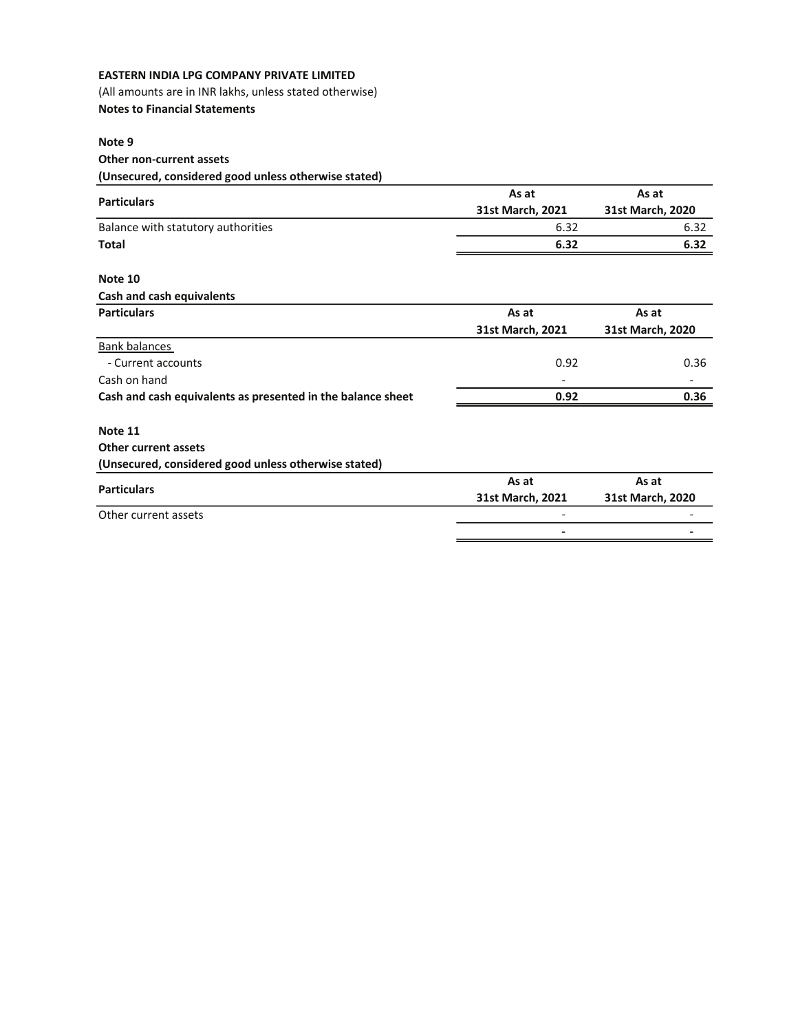**EASTERN INDIA LPG COMPANY PRIVATE LIMITED**

(All amounts are in INR lakhs, unless stated otherwise)

**Notes to Financial Statements**

**Note 9**

**Other non-current assets**

**(Unsecured, considered good unless otherwise stated)**

| Particulars | As at 31st March, 2021 | As at 31st March, 2020 |
|---|---|---|
| Balance with statutory authorities | 6.32 | 6.32 |
| **Total** | **6.32** | **6.32** |

**Note 10**

**Cash and cash equivalents**

| Particulars | As at 31st March, 2021 | As at 31st March, 2020 |
|---|---|---|
| Bank balances | | |
| - Current accounts | 0.92 | 0.36 |
| Cash on hand | - | - |
| **Cash and cash equivalents as presented in the balance sheet** | **0.92** | **0.36** |

**Note 11**

**Other current assets**

**(Unsecured, considered good unless otherwise stated)**

| Particulars | As at 31st March, 2021 | As at 31st March, 2020 |
|---|---|---|
| Other current assets | - | - |
| | **-** | **-** |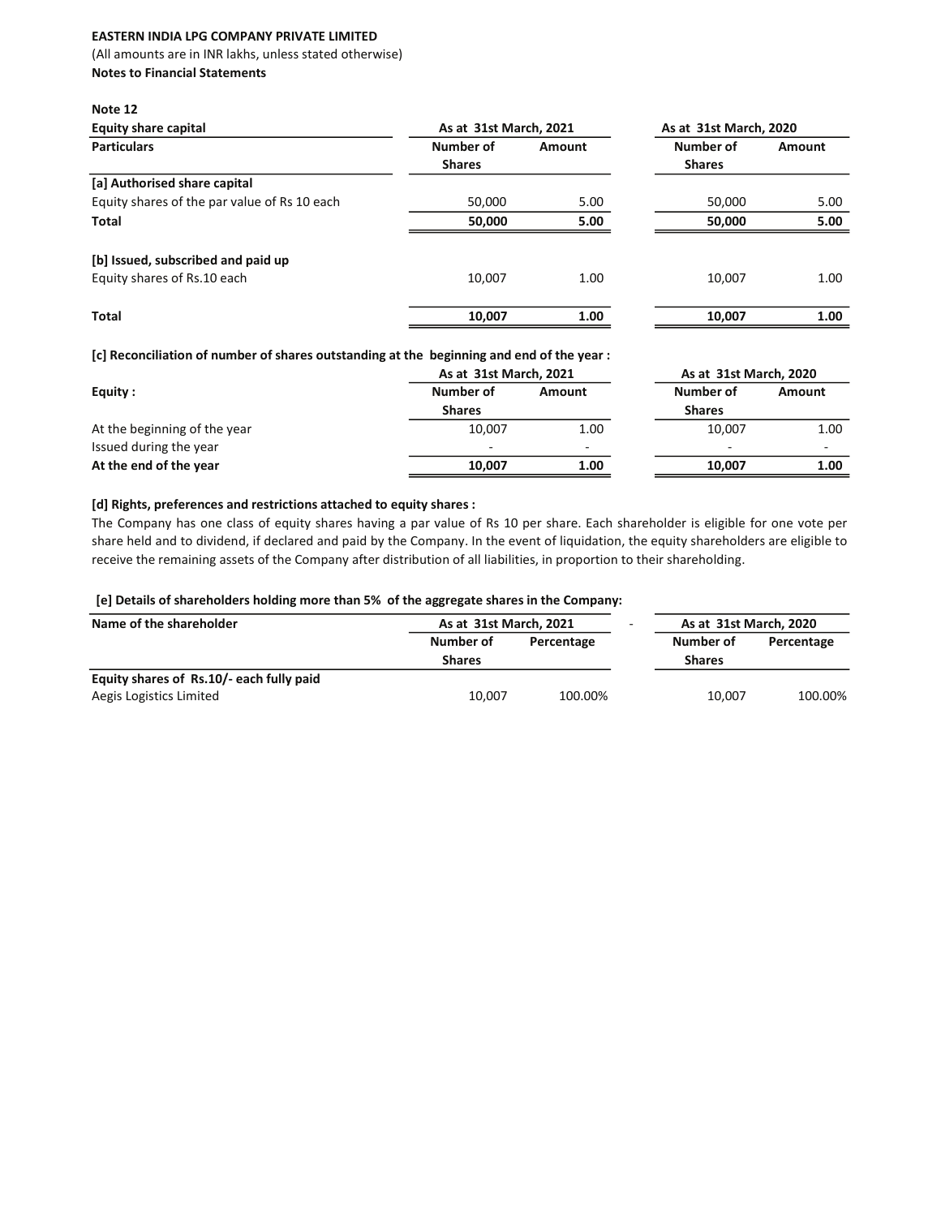**EASTERN INDIA LPG COMPANY PRIVATE LIMITED**

(All amounts are in INR lakhs, unless stated otherwise)

**Notes to Financial Statements**

**Note 12**

| **Equity share capital** | **As at 31st March, 2021** | | **As at 31st March, 2020** | |
|---|---|---|---|---|
| **Particulars** | **Number of Shares** | **Amount** | **Number of Shares** | **Amount** |
| **[a] Authorised share capital** | | | | |
| Equity shares of the par value of Rs 10 each | 50,000 | 5.00 | 50,000 | 5.00 |
| **Total** | **50,000** | **5.00** | **50,000** | **5.00** |
| **[b] Issued, subscribed and paid up** | | | | |
| Equity shares of Rs.10 each | 10,007 | 1.00 | 10,007 | 1.00 |
| **Total** | **10,007** | **1.00** | **10,007** | **1.00** |

**[c] Reconciliation of number of shares outstanding at the beginning and end of the year :**

| | **As at 31st March, 2021** | | **As at 31st March, 2020** | |
|---|---|---|---|---|
| **Equity :** | **Number of Shares** | **Amount** | **Number of Shares** | **Amount** |
| At the beginning of the year | 10,007 | 1.00 | 10,007 | 1.00 |
| Issued during the year | - | - | - | - |
| **At the end of the year** | **10,007** | **1.00** | **10,007** | **1.00** |

**[d] Rights, preferences and restrictions attached to equity shares :**

The Company has one class of equity shares having a par value of Rs 10 per share. Each shareholder is eligible for one vote per share held and to dividend, if declared and paid by the Company. In the event of liquidation, the equity shareholders are eligible to receive the remaining assets of the Company after distribution of all liabilities, in proportion to their shareholding.

**[e] Details of shareholders holding more than 5% of the aggregate shares in the Company:**

| **Name of the shareholder** | **As at 31st March, 2021** | | **As at 31st March, 2020** | |
|---|---|---|---|---|
| | **Number of Shares** | **Percentage** | **Number of Shares** | **Percentage** |
| **Equity shares of Rs.10/- each fully paid** | | | | |
| Aegis Logistics Limited | 10,007 | 100.00% | 10,007 | 100.00% |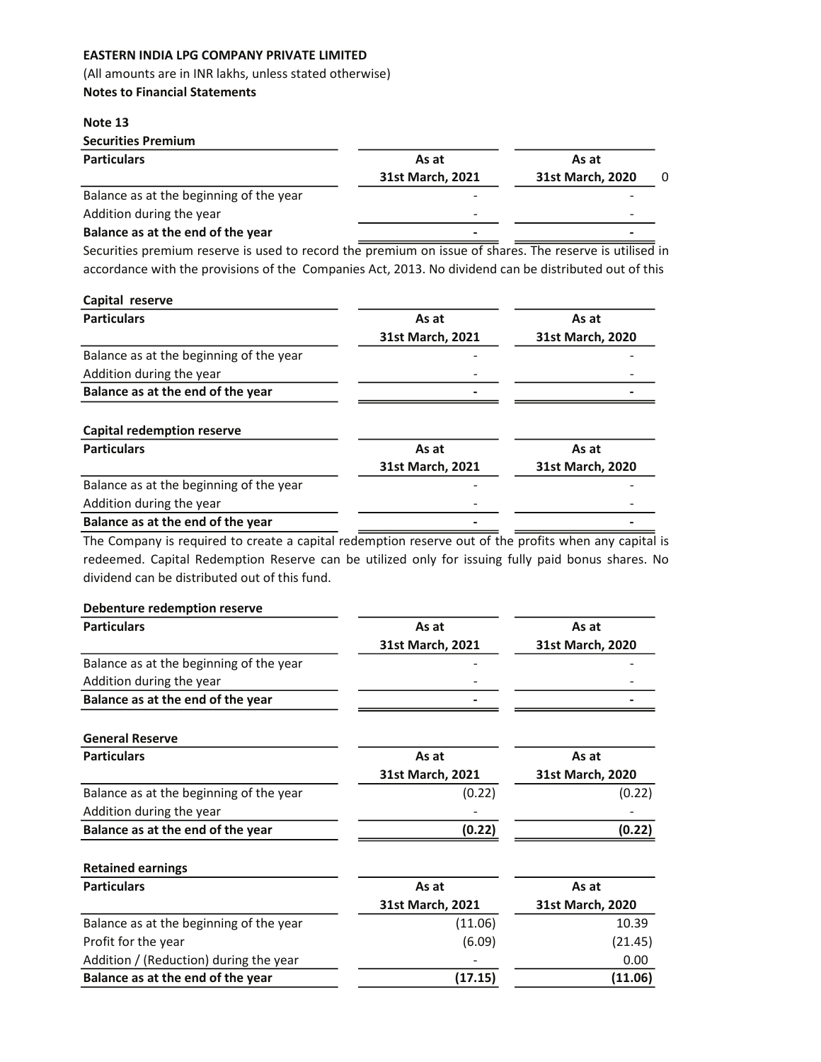**EASTERN INDIA LPG COMPANY PRIVATE LIMITED**

(All amounts are in INR lakhs, unless stated otherwise)

**Notes to Financial Statements**

**Note 13**

**Securities Premium**

| Particulars | As at 31st March, 2021 | As at 31st March, 2020 |
|---|---|---|
| Balance as at the beginning of the year | - | - |
| Addition during the year | - | - |
| **Balance as at the end of the year** | **-** | **-** |

Securities premium reserve is used to record the premium on issue of shares. The reserve is utilised in accordance with the provisions of the Companies Act, 2013. No dividend can be distributed out of this

**Capital reserve**

| Particulars | As at 31st March, 2021 | As at 31st March, 2020 |
|---|---|---|
| Balance as at the beginning of the year | - | - |
| Addition during the year | - | - |
| **Balance as at the end of the year** | **-** | **-** |

**Capital redemption reserve**

| Particulars | As at 31st March, 2021 | As at 31st March, 2020 |
|---|---|---|
| Balance as at the beginning of the year | - | - |
| Addition during the year | - | - |
| **Balance as at the end of the year** | **-** | **-** |

The Company is required to create a capital redemption reserve out of the profits when any capital is redeemed. Capital Redemption Reserve can be utilized only for issuing fully paid bonus shares. No dividend can be distributed out of this fund.

**Debenture redemption reserve**

| Particulars | As at 31st March, 2021 | As at 31st March, 2020 |
|---|---|---|
| Balance as at the beginning of the year | - | - |
| Addition during the year | - | - |
| **Balance as at the end of the year** | **-** | **-** |

**General Reserve**

| Particulars | As at 31st March, 2021 | As at 31st March, 2020 |
|---|---|---|
| Balance as at the beginning of the year | (0.22) | (0.22) |
| Addition during the year | - | - |
| **Balance as at the end of the year** | **(0.22)** | **(0.22)** |

**Retained earnings**

| Particulars | As at 31st March, 2021 | As at 31st March, 2020 |
|---|---|---|
| Balance as at the beginning of the year | (11.06) | 10.39 |
| Profit for the year | (6.09) | (21.45) |
| Addition / (Reduction) during the year | - | 0.00 |
| **Balance as at the end of the year** | **(17.15)** | **(11.06)** |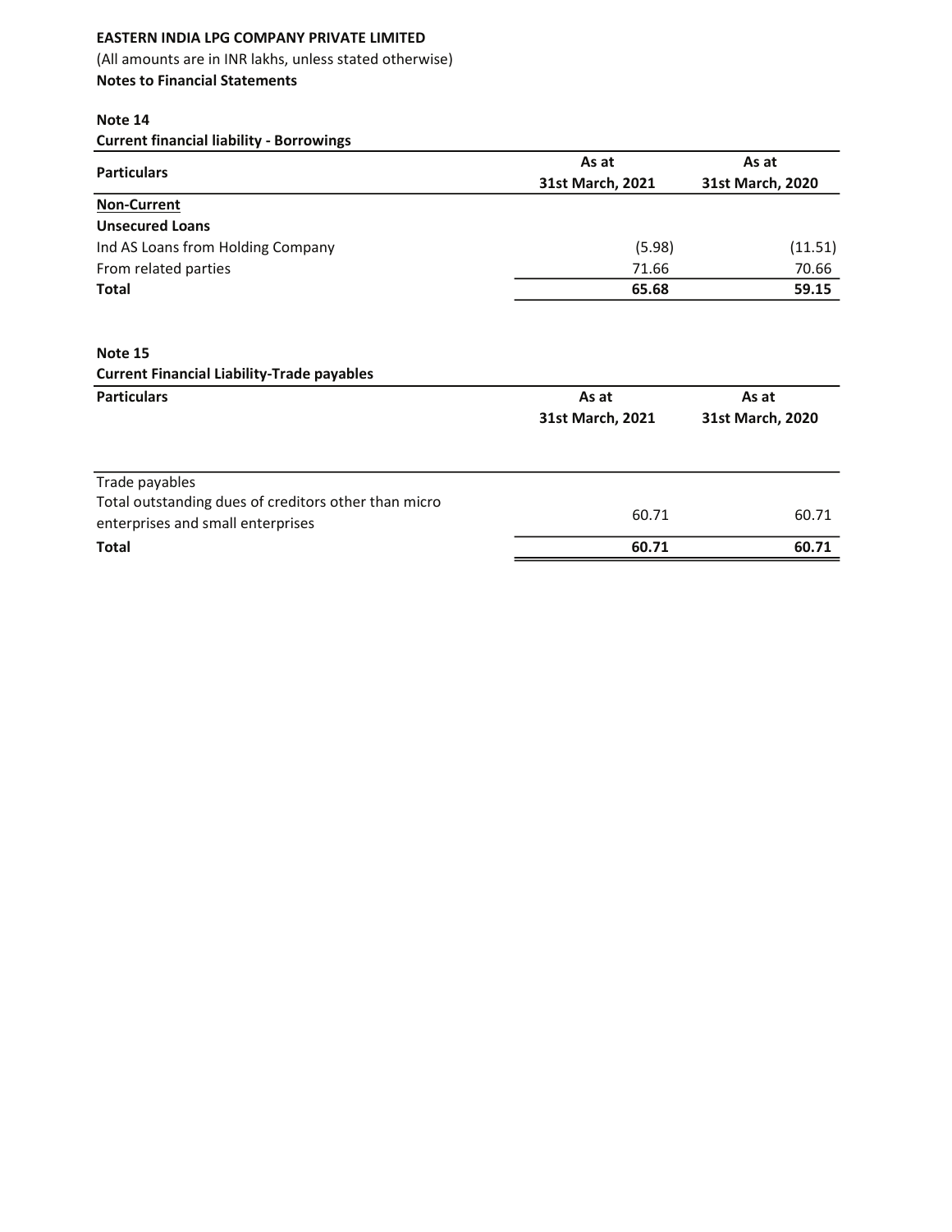**EASTERN INDIA LPG COMPANY PRIVATE LIMITED**

(All amounts are in INR lakhs, unless stated otherwise)

**Notes to Financial Statements**

**Note 14**

**Current financial liability - Borrowings**

| Particulars | As at 31st March, 2021 | As at 31st March, 2020 |
|---|---|---|
| **Non-Current** | | |
| **Unsecured Loans** | | |
| Ind AS Loans from Holding Company | (5.98) | (11.51) |
| From related parties | 71.66 | 70.66 |
| **Total** | **65.68** | **59.15** |

**Note 15**

**Current Financial Liability-Trade payables**

| Particulars | As at 31st March, 2021 | As at 31st March, 2020 |
|---|---|---|
| Trade payables | | |
| Total outstanding dues of creditors other than micro enterprises and small enterprises | 60.71 | 60.71 |
| **Total** | **60.71** | **60.71** |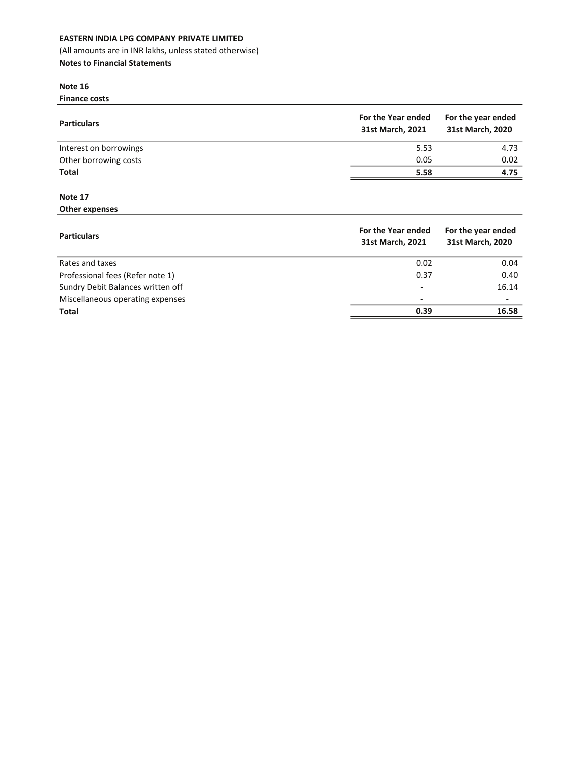**EASTERN INDIA LPG COMPANY PRIVATE LIMITED**

(All amounts are in INR lakhs, unless stated otherwise)

**Notes to Financial Statements**

**Note 16**

**Finance costs**

| Particulars | For the Year ended 31st March, 2021 | For the year ended 31st March, 2020 |
|---|---|---|
| Interest on borrowings | 5.53 | 4.73 |
| Other borrowing costs | 0.05 | 0.02 |
| **Total** | **5.58** | **4.75** |

**Note 17**

**Other expenses**

| Particulars | For the Year ended 31st March, 2021 | For the year ended 31st March, 2020 |
|---|---|---|
| Rates and taxes | 0.02 | 0.04 |
| Professional fees (Refer note 1) | 0.37 | 0.40 |
| Sundry Debit Balances written off | - | 16.14 |
| Miscellaneous operating expenses | - | - |
| **Total** | **0.39** | **16.58** |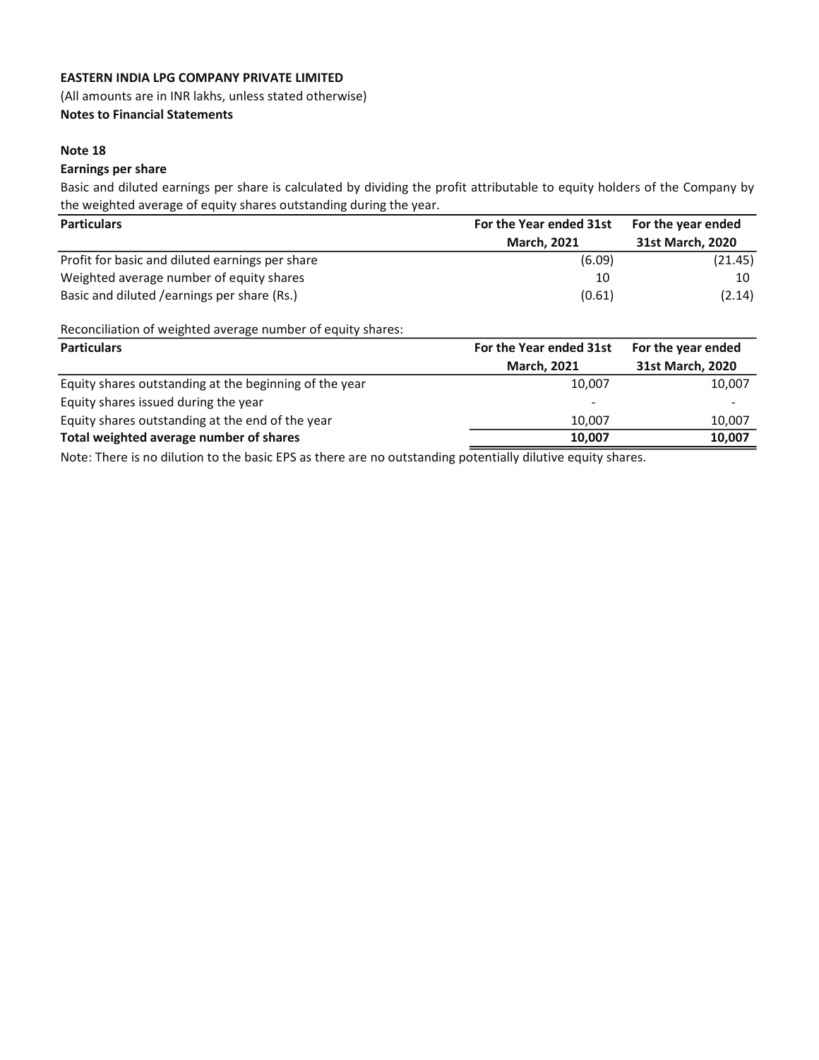**EASTERN INDIA LPG COMPANY PRIVATE LIMITED**

(All amounts are in INR lakhs, unless stated otherwise)

**Notes to Financial Statements**

**Note 18**

**Earnings per share**

Basic and diluted earnings per share is calculated by dividing the profit attributable to equity holders of the Company by the weighted average of equity shares outstanding during the year.

| Particulars | For the Year ended 31st March, 2021 | For the year ended 31st March, 2020 |
|---|---|---|
| Profit for basic and diluted earnings per share | (6.09) | (21.45) |
| Weighted average number of equity shares | 10 | 10 |
| Basic and diluted /earnings per share (Rs.) | (0.61) | (2.14) |

Reconciliation of weighted average number of equity shares:

| Particulars | For the Year ended 31st March, 2021 | For the year ended 31st March, 2020 |
|---|---|---|
| Equity shares outstanding at the beginning of the year | 10,007 | 10,007 |
| Equity shares issued during the year | - | - |
| Equity shares outstanding at the end of the year | 10,007 | 10,007 |
| **Total weighted average number of shares** | **10,007** | **10,007** |

Note: There is no dilution to the basic EPS as there are no outstanding potentially dilutive equity shares.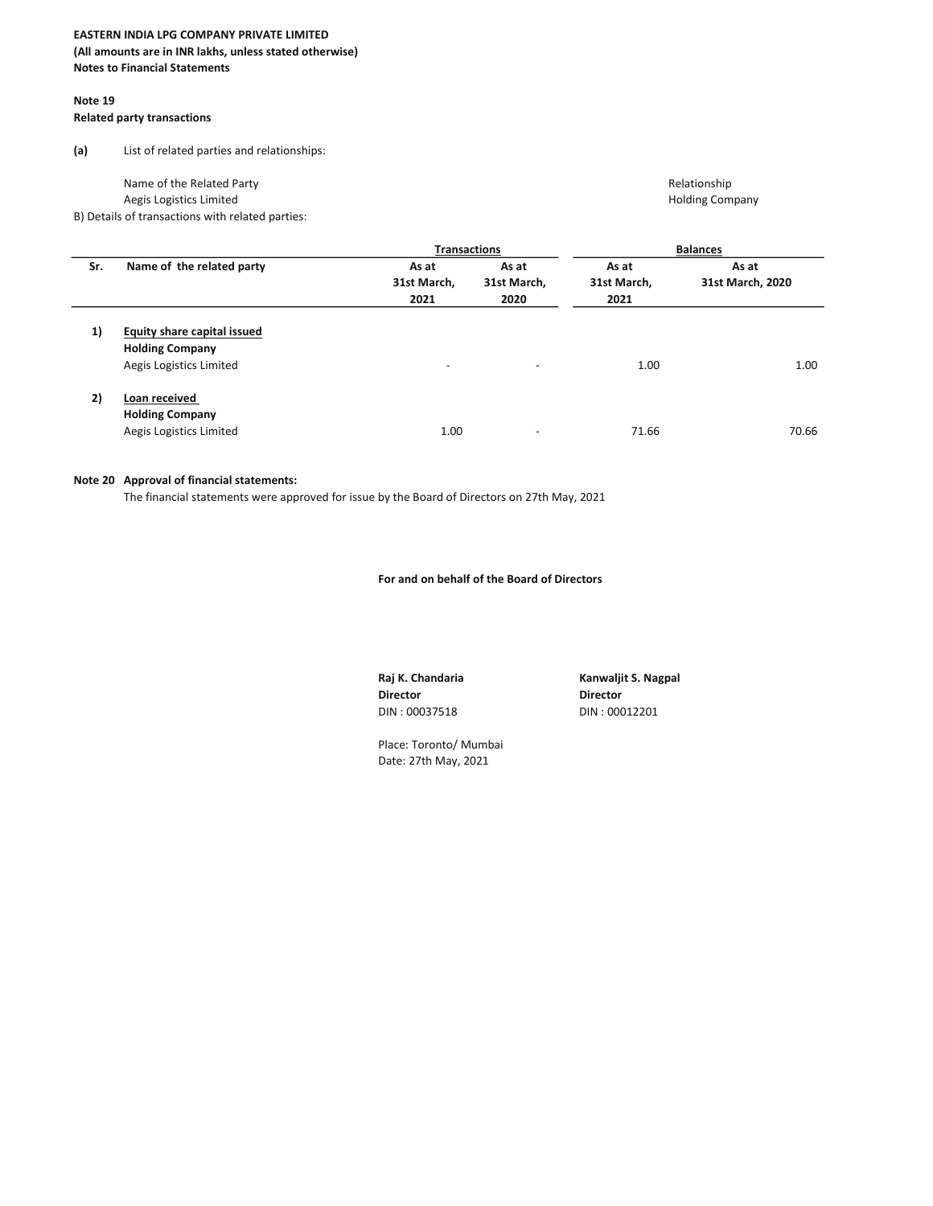**EASTERN INDIA LPG COMPANY PRIVATE LIMITED**
**(All amounts are in INR lakhs, unless stated otherwise)**
**Notes to Financial Statements**

**Note 19**
**Related party transactions**

**(a)** List of related parties and relationships:

| Name of the Related Party | Relationship |
|---|---|
| Aegis Logistics Limited | Holding Company |

B) Details of transactions with related parties:

| | | Transactions | | Balances | |
|---|---|---|---|---|---|
| **Sr.** | **Name of the related party** | **As at 31st March, 2021** | **As at 31st March, 2020** | **As at 31st March, 2021** | **As at 31st March, 2020** |
| **1)** | **Equity share capital issued** | | | | |
| | **Holding Company** | | | | |
| | Aegis Logistics Limited | - | - | 1.00 | 1.00 |
| **2)** | **Loan received** | | | | |
| | **Holding Company** | | | | |
| | Aegis Logistics Limited | 1.00 | - | 71.66 | 70.66 |

**Note 20 Approval of financial statements:**

The financial statements were approved for issue by the Board of Directors on 27th May, 2021

**For and on behalf of the Board of Directors**

| | |
|---|---|
| **Raj K. Chandaria** | **Kanwaljit S. Nagpal** |
| **Director** | **Director** |
| DIN : 00037518 | DIN : 00012201 |

Place: Toronto/ Mumbai
Date: 27th May, 2021